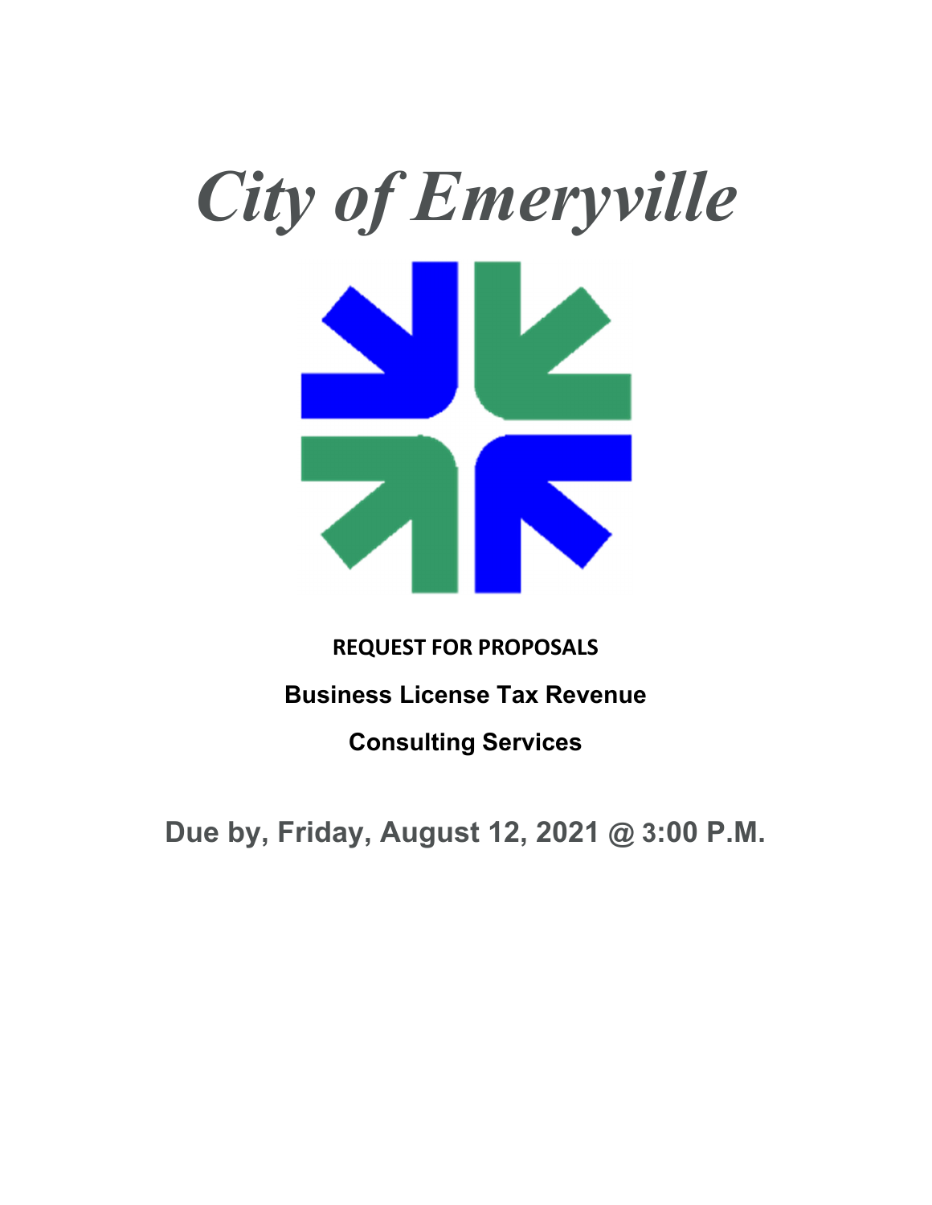# *City of Emeryville*

**REQUEST FOR PROPOSALS**

**Business License Tax Revenue**

**Consulting Services**

**Due by, Friday, August 12, 2021 @ 3:00 P.M.**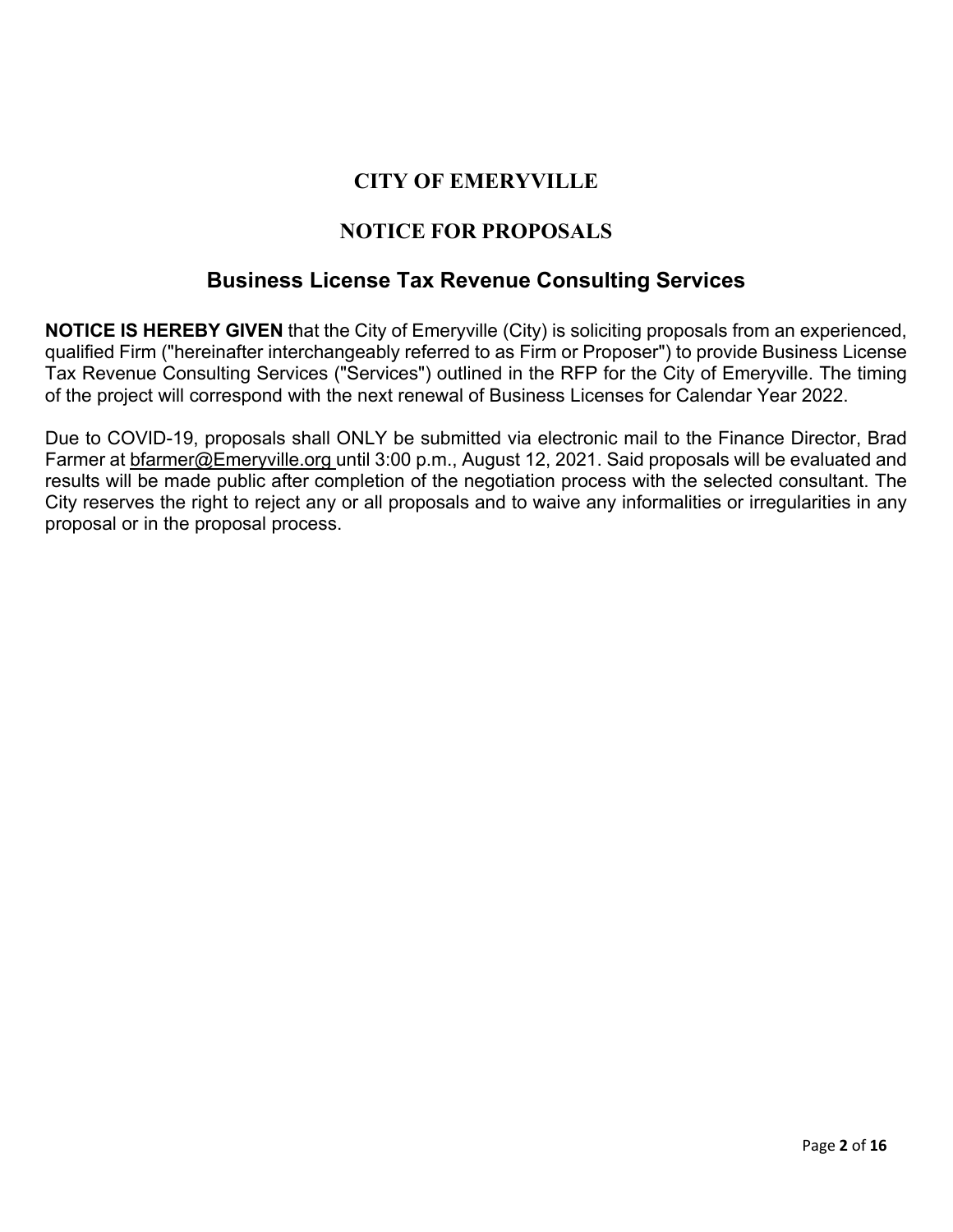# CITY OF EMERYVILLE

## NOTICE FOR PROPOSALS

## Business License Tax Revenue Consulting Services

**NOTICE IS HEREBY GIVEN** that the City of Emeryville (City) is soliciting proposals from an experienced, qualified Firm ("hereinafter interchangeably referred to as Firm or Proposer") to provide Business License Tax Revenue Consulting Services ("Services") outlined in the RFP for the City of Emeryville. The timing of the project will correspond with the next renewal of Business Licenses for Calendar Year 2022.

Due to COVID-19, proposals shall ONLY be submitted via electronic mail to the Finance Director, Brad Farmer at bfarmer@Emeryville.org until 3:00 p.m., August 12, 2021. Said proposals will be evaluated and results will be made public after completion of the negotiation process with the selected consultant. The City reserves the right to reject any or all proposals and to waive any informalities or irregularities in any proposal or in the proposal process.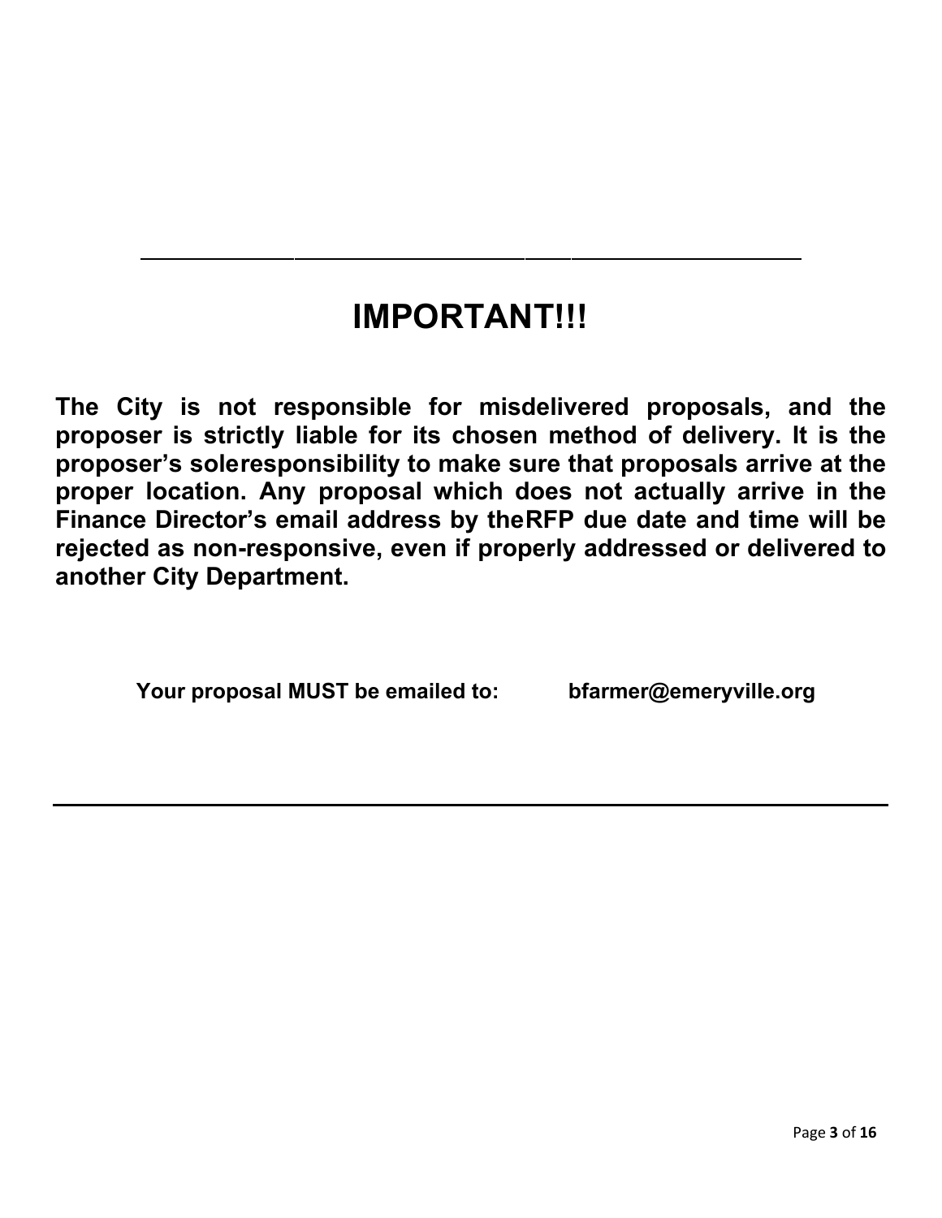---

# IMPORTANT!!!

**The City is not responsible for misdelivered proposals, and the proposer is strictly liable for its chosen method of delivery. It is the proposer's soleresponsibility to make sure that proposals arrive at the proper location. Any proposal which does not actually arrive in the Finance Director's email address by theRFP due date and time will be rejected as non-responsive, even if properly addressed or delivered to another City Department.**

**Your proposal MUST be emailed to: bfarmer@emeryville.org**

---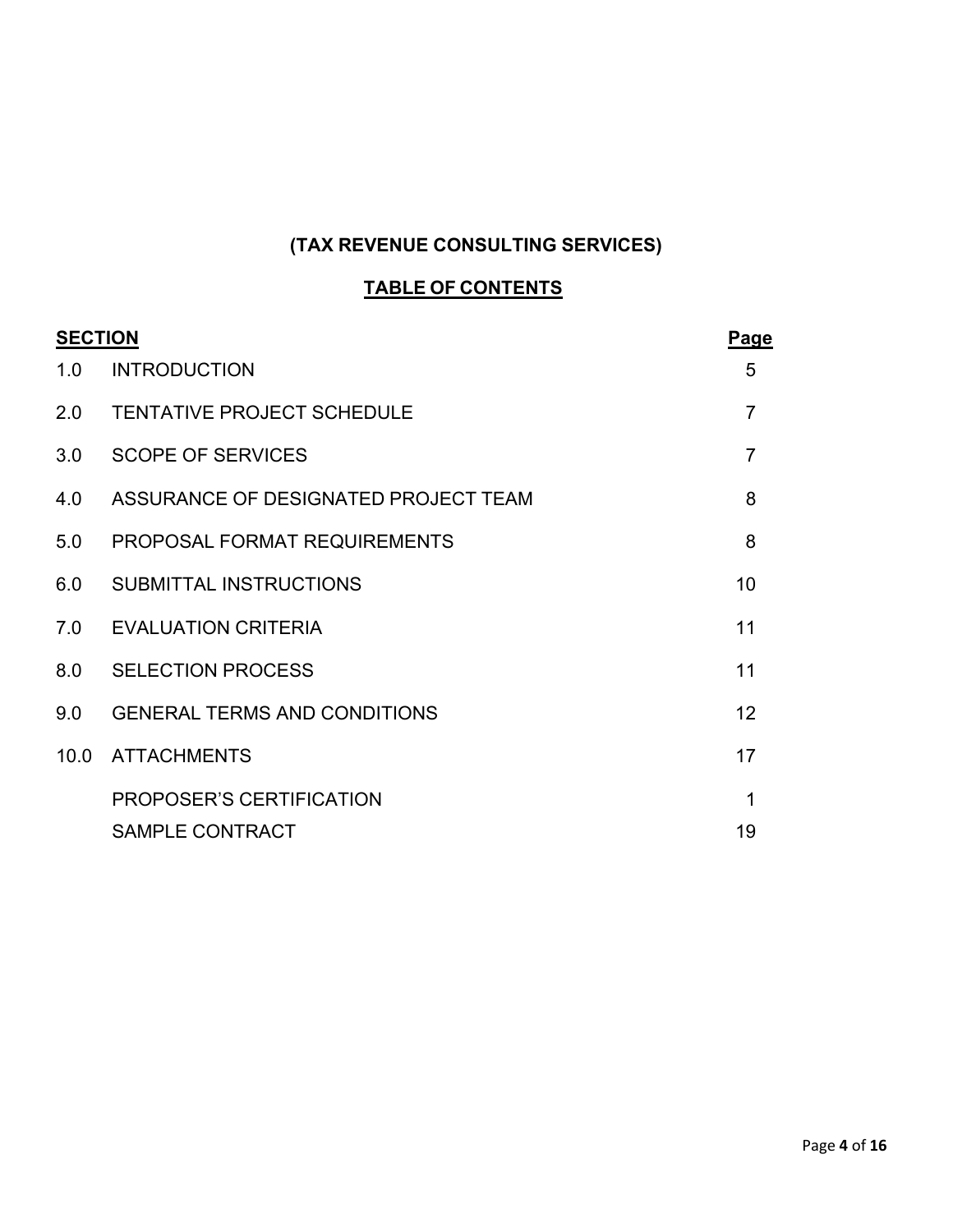## (TAX REVENUE CONSULTING SERVICES)

## TABLE OF CONTENTS

| SECTION | | Page |
|---|---|---|
| 1.0 | INTRODUCTION | 5 |
| 2.0 | TENTATIVE PROJECT SCHEDULE | 7 |
| 3.0 | SCOPE OF SERVICES | 7 |
| 4.0 | ASSURANCE OF DESIGNATED PROJECT TEAM | 8 |
| 5.0 | PROPOSAL FORMAT REQUIREMENTS | 8 |
| 6.0 | SUBMITTAL INSTRUCTIONS | 10 |
| 7.0 | EVALUATION CRITERIA | 11 |
| 8.0 | SELECTION PROCESS | 11 |
| 9.0 | GENERAL TERMS AND CONDITIONS | 12 |
| 10.0 | ATTACHMENTS | 17 |
| | PROPOSER'S CERTIFICATION | 1 |
| | SAMPLE CONTRACT | 19 |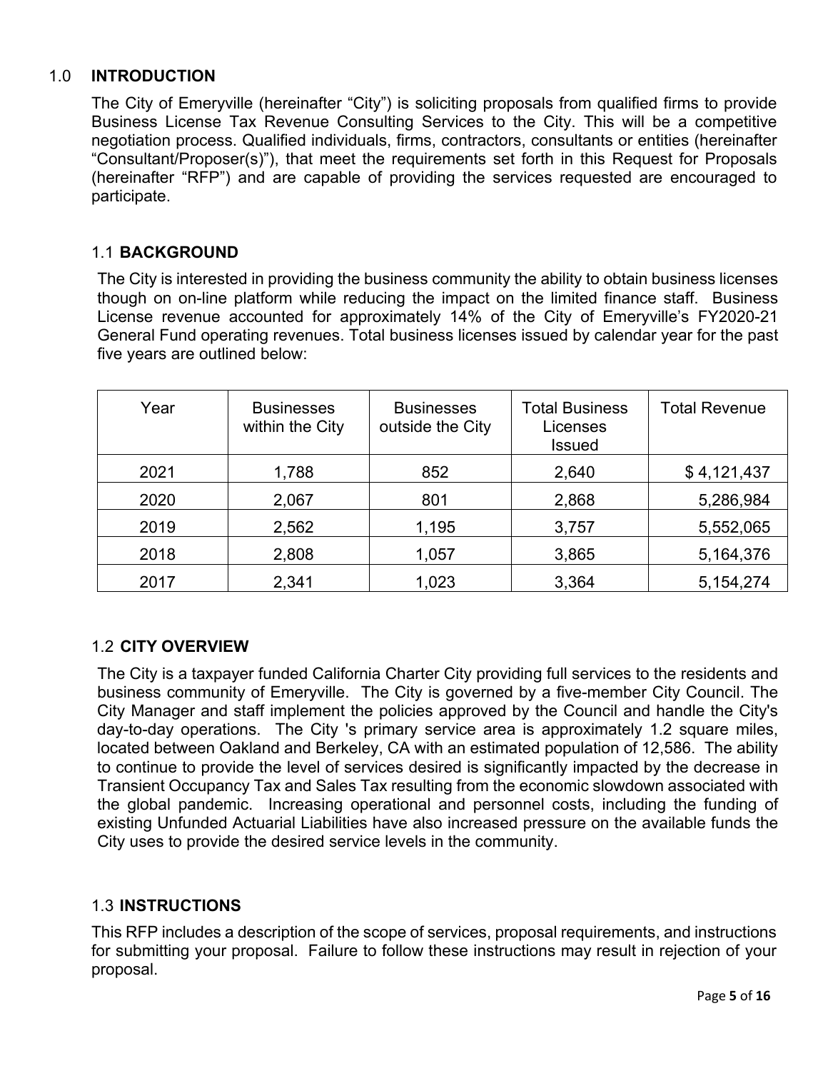## 1.0 INTRODUCTION

The City of Emeryville (hereinafter “City”) is soliciting proposals from qualified firms to provide Business License Tax Revenue Consulting Services to the City. This will be a competitive negotiation process. Qualified individuals, firms, contractors, consultants or entities (hereinafter “Consultant/Proposer(s)”), that meet the requirements set forth in this Request for Proposals (hereinafter “RFP”) and are capable of providing the services requested are encouraged to participate.

### 1.1 BACKGROUND

The City is interested in providing the business community the ability to obtain business licenses though on on-line platform while reducing the impact on the limited finance staff. Business License revenue accounted for approximately 14% of the City of Emeryville’s FY2020-21 General Fund operating revenues. Total business licenses issued by calendar year for the past five years are outlined below:

| Year | Businesses within the City | Businesses outside the City | Total Business Licenses Issued | Total Revenue |
|---|---|---|---|---|
| 2021 | 1,788 | 852 | 2,640 | $ 4,121,437 |
| 2020 | 2,067 | 801 | 2,868 | 5,286,984 |
| 2019 | 2,562 | 1,195 | 3,757 | 5,552,065 |
| 2018 | 2,808 | 1,057 | 3,865 | 5,164,376 |
| 2017 | 2,341 | 1,023 | 3,364 | 5,154,274 |

### 1.2 CITY OVERVIEW

The City is a taxpayer funded California Charter City providing full services to the residents and business community of Emeryville. The City is governed by a five-member City Council. The City Manager and staff implement the policies approved by the Council and handle the City's day-to-day operations. The City 's primary service area is approximately 1.2 square miles, located between Oakland and Berkeley, CA with an estimated population of 12,586. The ability to continue to provide the level of services desired is significantly impacted by the decrease in Transient Occupancy Tax and Sales Tax resulting from the economic slowdown associated with the global pandemic. Increasing operational and personnel costs, including the funding of existing Unfunded Actuarial Liabilities have also increased pressure on the available funds the City uses to provide the desired service levels in the community.

### 1.3 INSTRUCTIONS

This RFP includes a description of the scope of services, proposal requirements, and instructions for submitting your proposal. Failure to follow these instructions may result in rejection of your proposal.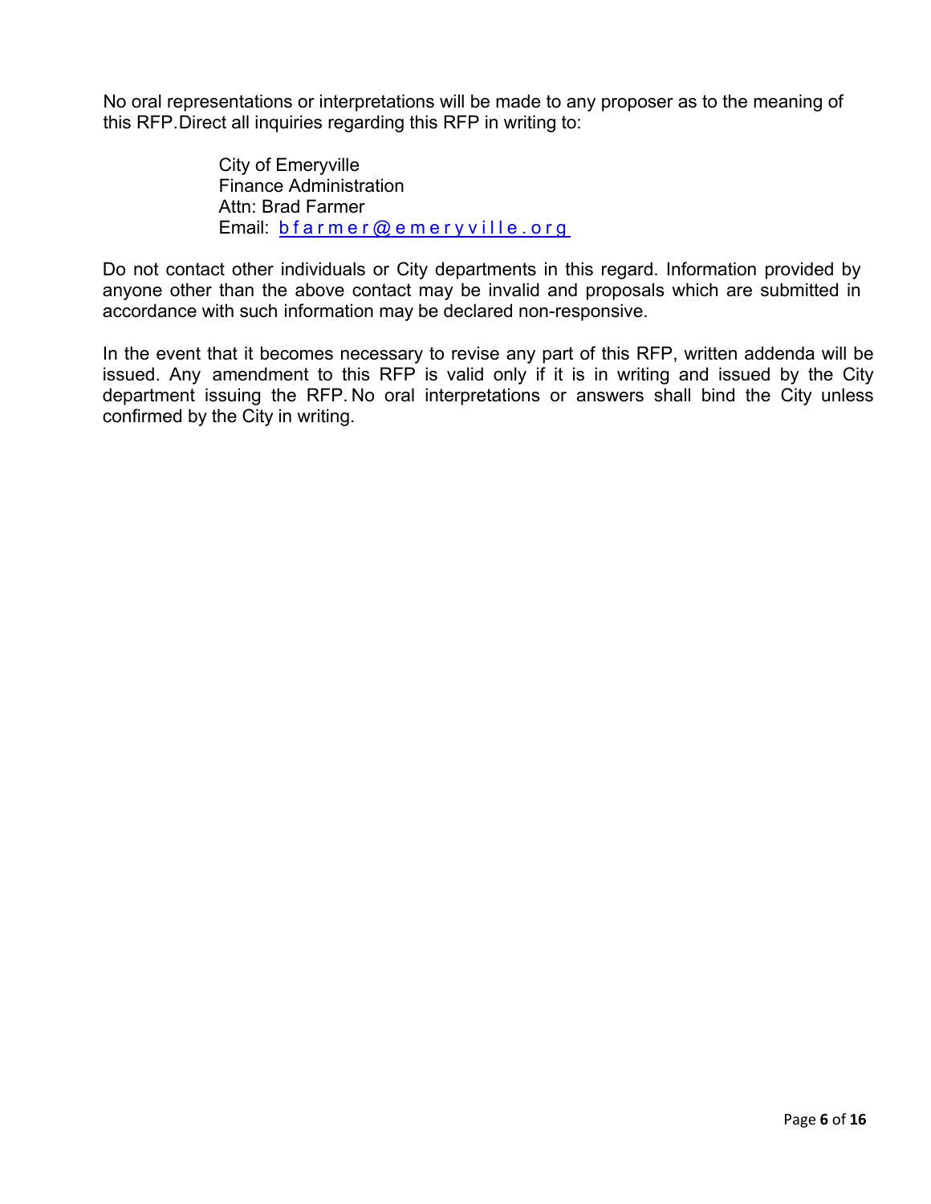No oral representations or interpretations will be made to any proposer as to the meaning of this RFP. Direct all inquiries regarding this RFP in writing to:

City of Emeryville
Finance Administration
Attn: Brad Farmer
Email: bfarmer@emeryville.org

Do not contact other individuals or City departments in this regard. Information provided by anyone other than the above contact may be invalid and proposals which are submitted in accordance with such information may be declared non-responsive.

In the event that it becomes necessary to revise any part of this RFP, written addenda will be issued. Any amendment to this RFP is valid only if it is in writing and issued by the City department issuing the RFP. No oral interpretations or answers shall bind the City unless confirmed by the City in writing.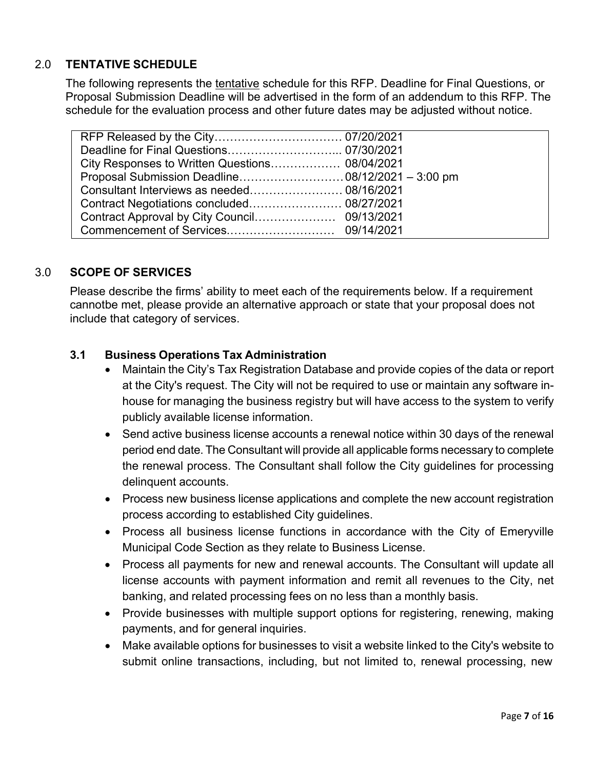## 2.0 TENTATIVE SCHEDULE

The following represents the tentative schedule for this RFP. Deadline for Final Questions, or Proposal Submission Deadline will be advertised in the form of an addendum to this RFP. The schedule for the evaluation process and other future dates may be adjusted without notice.

| | |
|---|---|
| RFP Released by the City | 07/20/2021 |
| Deadline for Final Questions | 07/30/2021 |
| City Responses to Written Questions | 08/04/2021 |
| Proposal Submission Deadline | 08/12/2021 – 3:00 pm |
| Consultant Interviews as needed | 08/16/2021 |
| Contract Negotiations concluded | 08/27/2021 |
| Contract Approval by City Council | 09/13/2021 |
| Commencement of Services | 09/14/2021 |

## 3.0 SCOPE OF SERVICES

Please describe the firms' ability to meet each of the requirements below. If a requirement cannotbe met, please provide an alternative approach or state that your proposal does not include that category of services.

### 3.1 Business Operations Tax Administration

- Maintain the City's Tax Registration Database and provide copies of the data or report at the City's request. The City will not be required to use or maintain any software in-house for managing the business registry but will have access to the system to verify publicly available license information.
- Send active business license accounts a renewal notice within 30 days of the renewal period end date. The Consultant will provide all applicable forms necessary to complete the renewal process. The Consultant shall follow the City guidelines for processing delinquent accounts.
- Process new business license applications and complete the new account registration process according to established City guidelines.
- Process all business license functions in accordance with the City of Emeryville Municipal Code Section as they relate to Business License.
- Process all payments for new and renewal accounts. The Consultant will update all license accounts with payment information and remit all revenues to the City, net banking, and related processing fees on no less than a monthly basis.
- Provide businesses with multiple support options for registering, renewing, making payments, and for general inquiries.
- Make available options for businesses to visit a website linked to the City's website to submit online transactions, including, but not limited to, renewal processing, new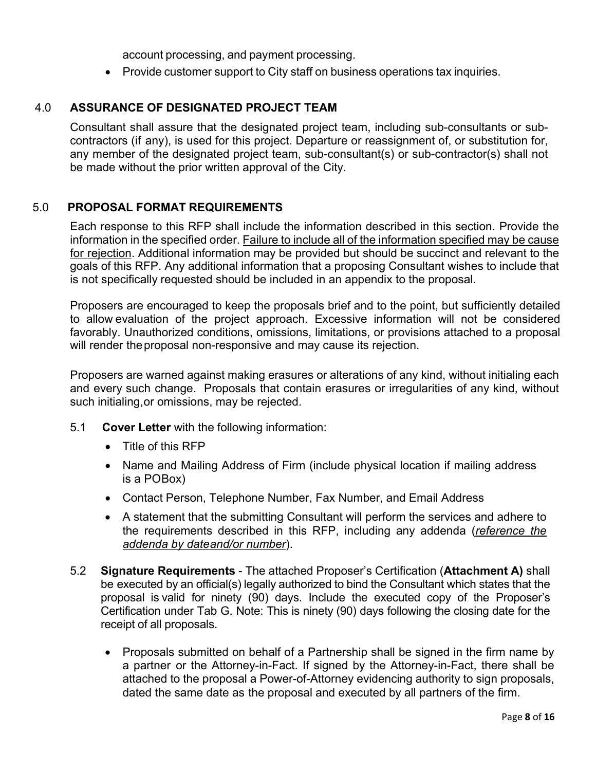account processing, and payment processing.

- Provide customer support to City staff on business operations tax inquiries.

## 4.0 ASSURANCE OF DESIGNATED PROJECT TEAM

Consultant shall assure that the designated project team, including sub-consultants or sub-contractors (if any), is used for this project. Departure or reassignment of, or substitution for, any member of the designated project team, sub-consultant(s) or sub-contractor(s) shall not be made without the prior written approval of the City.

## 5.0 PROPOSAL FORMAT REQUIREMENTS

Each response to this RFP shall include the information described in this section. Provide the information in the specified order. <u>Failure to include all of the information specified may be cause for rejection</u>. Additional information may be provided but should be succinct and relevant to the goals of this RFP. Any additional information that a proposing Consultant wishes to include that is not specifically requested should be included in an appendix to the proposal.

Proposers are encouraged to keep the proposals brief and to the point, but sufficiently detailed to allow evaluation of the project approach. Excessive information will not be considered favorably. Unauthorized conditions, omissions, limitations, or provisions attached to a proposal will render the proposal non-responsive and may cause its rejection.

Proposers are warned against making erasures or alterations of any kind, without initialing each and every such change. Proposals that contain erasures or irregularities of any kind, without such initialing, or omissions, may be rejected.

5.1 **Cover Letter** with the following information:

- Title of this RFP
- Name and Mailing Address of Firm (include physical location if mailing address is a POBox)
- Contact Person, Telephone Number, Fax Number, and Email Address
- A statement that the submitting Consultant will perform the services and adhere to the requirements described in this RFP, including any addenda (<u>*reference the addenda by date and/or number*</u>).

5.2 **Signature Requirements** - The attached Proposer's Certification (**Attachment A)** shall be executed by an official(s) legally authorized to bind the Consultant which states that the proposal is valid for ninety (90) days. Include the executed copy of the Proposer's Certification under Tab G. Note: This is ninety (90) days following the closing date for the receipt of all proposals.

- Proposals submitted on behalf of a Partnership shall be signed in the firm name by a partner or the Attorney-in-Fact. If signed by the Attorney-in-Fact, there shall be attached to the proposal a Power-of-Attorney evidencing authority to sign proposals, dated the same date as the proposal and executed by all partners of the firm.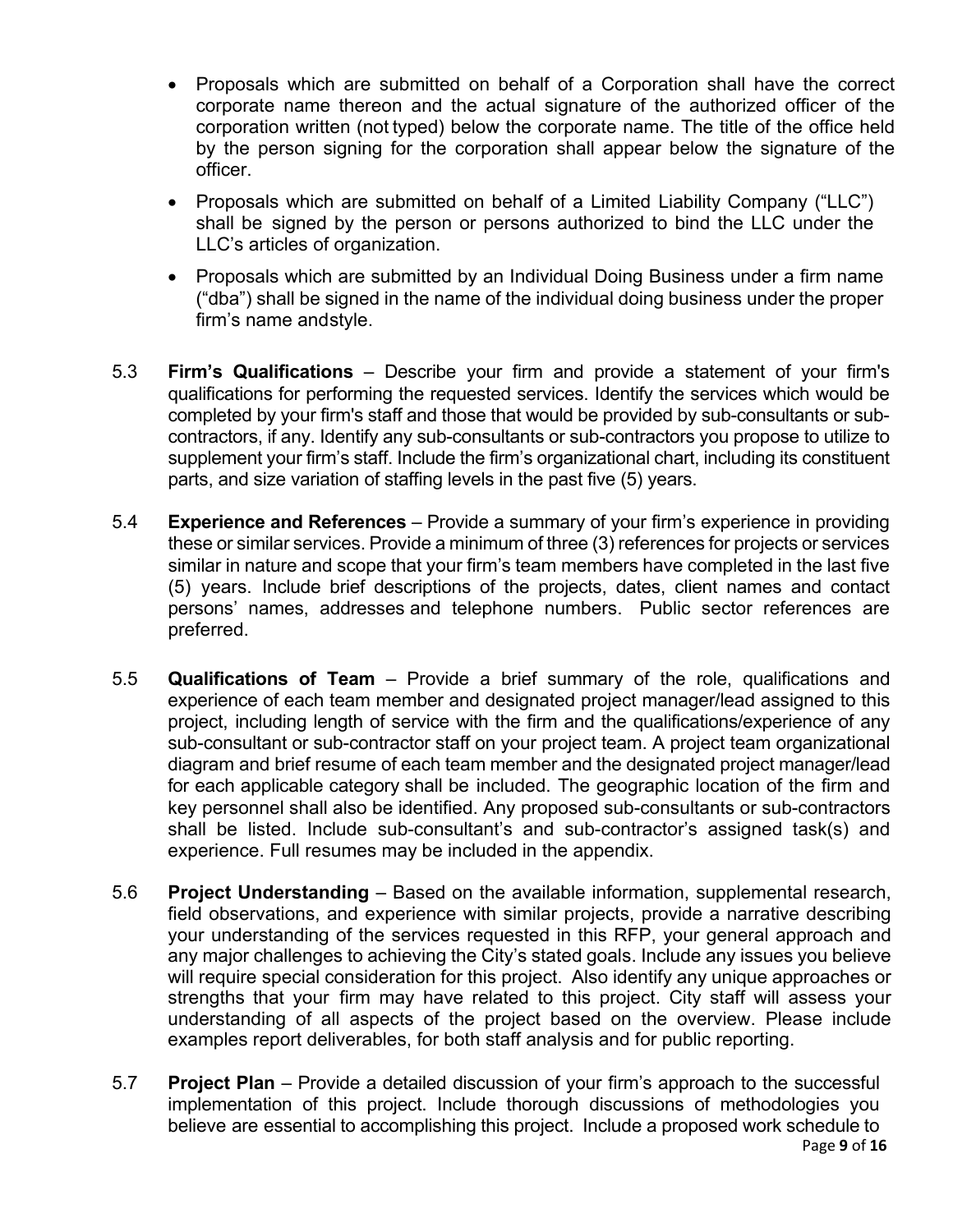- Proposals which are submitted on behalf of a Corporation shall have the correct corporate name thereon and the actual signature of the authorized officer of the corporation written (not typed) below the corporate name. The title of the office held by the person signing for the corporation shall appear below the signature of the officer.
- Proposals which are submitted on behalf of a Limited Liability Company ("LLC") shall be signed by the person or persons authorized to bind the LLC under the LLC's articles of organization.
- Proposals which are submitted by an Individual Doing Business under a firm name ("dba") shall be signed in the name of the individual doing business under the proper firm's name andstyle.

5.3 **Firm's Qualifications** – Describe your firm and provide a statement of your firm's qualifications for performing the requested services. Identify the services which would be completed by your firm's staff and those that would be provided by sub-consultants or sub-contractors, if any. Identify any sub-consultants or sub-contractors you propose to utilize to supplement your firm's staff. Include the firm's organizational chart, including its constituent parts, and size variation of staffing levels in the past five (5) years.

5.4 **Experience and References** – Provide a summary of your firm's experience in providing these or similar services. Provide a minimum of three (3) references for projects or services similar in nature and scope that your firm's team members have completed in the last five (5) years. Include brief descriptions of the projects, dates, client names and contact persons' names, addresses and telephone numbers. Public sector references are preferred.

5.5 **Qualifications of Team** – Provide a brief summary of the role, qualifications and experience of each team member and designated project manager/lead assigned to this project, including length of service with the firm and the qualifications/experience of any sub-consultant or sub-contractor staff on your project team. A project team organizational diagram and brief resume of each team member and the designated project manager/lead for each applicable category shall be included. The geographic location of the firm and key personnel shall also be identified. Any proposed sub-consultants or sub-contractors shall be listed. Include sub-consultant's and sub-contractor's assigned task(s) and experience. Full resumes may be included in the appendix.

5.6 **Project Understanding** – Based on the available information, supplemental research, field observations, and experience with similar projects, provide a narrative describing your understanding of the services requested in this RFP, your general approach and any major challenges to achieving the City's stated goals. Include any issues you believe will require special consideration for this project. Also identify any unique approaches or strengths that your firm may have related to this project. City staff will assess your understanding of all aspects of the project based on the overview. Please include examples report deliverables, for both staff analysis and for public reporting.

5.7 **Project Plan** – Provide a detailed discussion of your firm's approach to the successful implementation of this project. Include thorough discussions of methodologies you believe are essential to accomplishing this project. Include a proposed work schedule to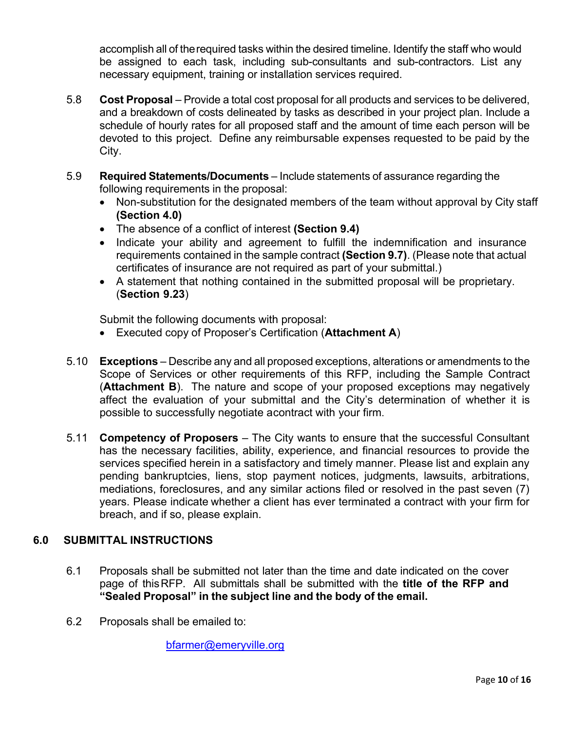accomplish all of the required tasks within the desired timeline. Identify the staff who would be assigned to each task, including sub-consultants and sub-contractors. List any necessary equipment, training or installation services required.

5.8 **Cost Proposal** – Provide a total cost proposal for all products and services to be delivered, and a breakdown of costs delineated by tasks as described in your project plan. Include a schedule of hourly rates for all proposed staff and the amount of time each person will be devoted to this project. Define any reimbursable expenses requested to be paid by the City.

5.9 **Required Statements/Documents** – Include statements of assurance regarding the following requirements in the proposal:

- Non-substitution for the designated members of the team without approval by City staff **(Section 4.0)**
- The absence of a conflict of interest **(Section 9.4)**
- Indicate your ability and agreement to fulfill the indemnification and insurance requirements contained in the sample contract **(Section 9.7)**. (Please note that actual certificates of insurance are not required as part of your submittal.)
- A statement that nothing contained in the submitted proposal will be proprietary. (**Section 9.23**)

Submit the following documents with proposal:

- Executed copy of Proposer's Certification (**Attachment A**)

5.10 **Exceptions** – Describe any and all proposed exceptions, alterations or amendments to the Scope of Services or other requirements of this RFP, including the Sample Contract (**Attachment B**). The nature and scope of your proposed exceptions may negatively affect the evaluation of your submittal and the City's determination of whether it is possible to successfully negotiate acontract with your firm.

5.11 **Competency of Proposers** – The City wants to ensure that the successful Consultant has the necessary facilities, ability, experience, and financial resources to provide the services specified herein in a satisfactory and timely manner. Please list and explain any pending bankruptcies, liens, stop payment notices, judgments, lawsuits, arbitrations, mediations, foreclosures, and any similar actions filed or resolved in the past seven (7) years. Please indicate whether a client has ever terminated a contract with your firm for breach, and if so, please explain.

## 6.0 SUBMITTAL INSTRUCTIONS

6.1 Proposals shall be submitted not later than the time and date indicated on the cover page of this RFP. All submittals shall be submitted with the **title of the RFP and "Sealed Proposal" in the subject line and the body of the email.**

6.2 Proposals shall be emailed to:

bfarmer@emeryville.org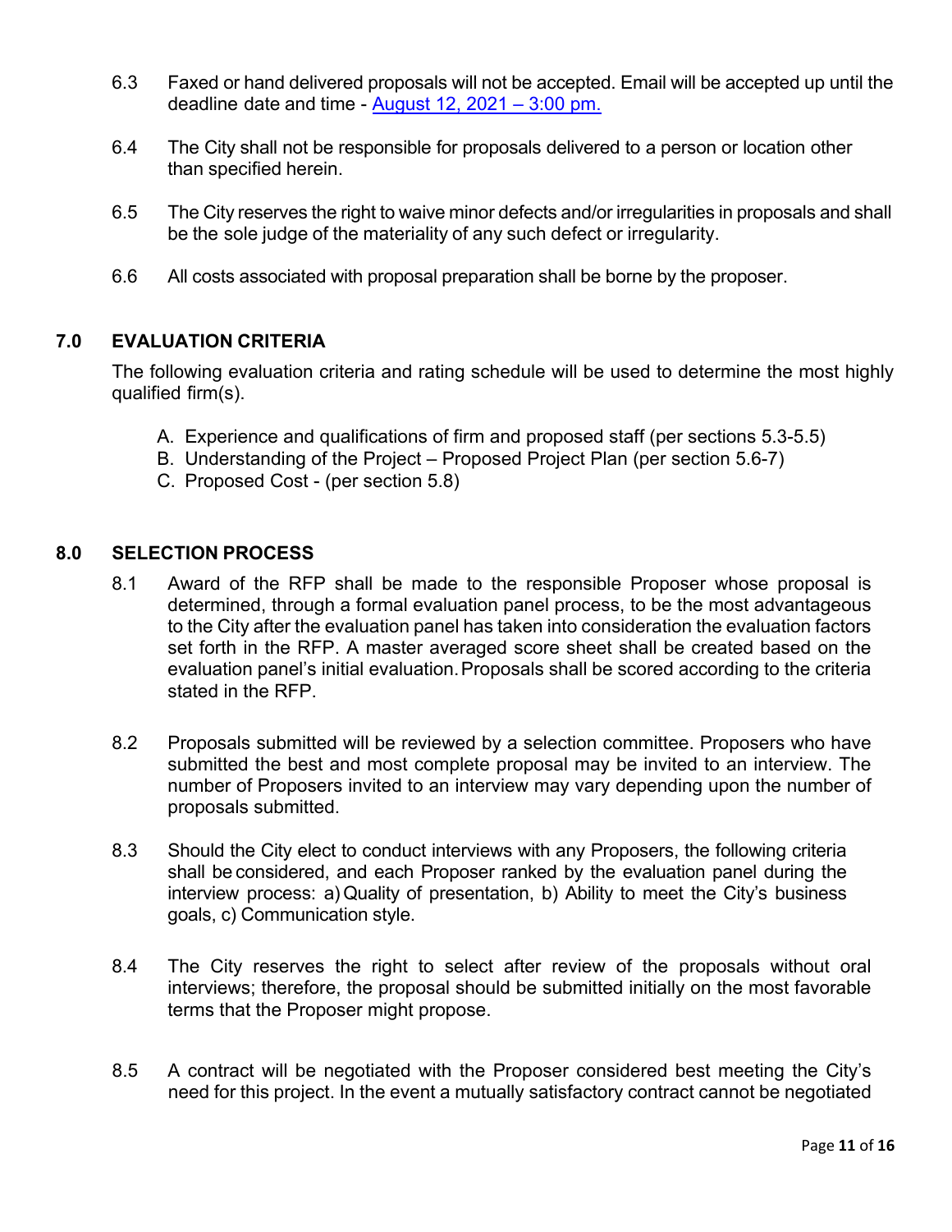6.3 Faxed or hand delivered proposals will not be accepted. Email will be accepted up until the deadline date and time - August 12, 2021 – 3:00 pm.

6.4 The City shall not be responsible for proposals delivered to a person or location other than specified herein.

6.5 The City reserves the right to waive minor defects and/or irregularities in proposals and shall be the sole judge of the materiality of any such defect or irregularity.

6.6 All costs associated with proposal preparation shall be borne by the proposer.

## 7.0 EVALUATION CRITERIA

The following evaluation criteria and rating schedule will be used to determine the most highly qualified firm(s).

A. Experience and qualifications of firm and proposed staff (per sections 5.3-5.5)
B. Understanding of the Project – Proposed Project Plan (per section 5.6-7)
C. Proposed Cost - (per section 5.8)

## 8.0 SELECTION PROCESS

8.1 Award of the RFP shall be made to the responsible Proposer whose proposal is determined, through a formal evaluation panel process, to be the most advantageous to the City after the evaluation panel has taken into consideration the evaluation factors set forth in the RFP. A master averaged score sheet shall be created based on the evaluation panel's initial evaluation. Proposals shall be scored according to the criteria stated in the RFP.

8.2 Proposals submitted will be reviewed by a selection committee. Proposers who have submitted the best and most complete proposal may be invited to an interview. The number of Proposers invited to an interview may vary depending upon the number of proposals submitted.

8.3 Should the City elect to conduct interviews with any Proposers, the following criteria shall be considered, and each Proposer ranked by the evaluation panel during the interview process: a) Quality of presentation, b) Ability to meet the City's business goals, c) Communication style.

8.4 The City reserves the right to select after review of the proposals without oral interviews; therefore, the proposal should be submitted initially on the most favorable terms that the Proposer might propose.

8.5 A contract will be negotiated with the Proposer considered best meeting the City's need for this project. In the event a mutually satisfactory contract cannot be negotiated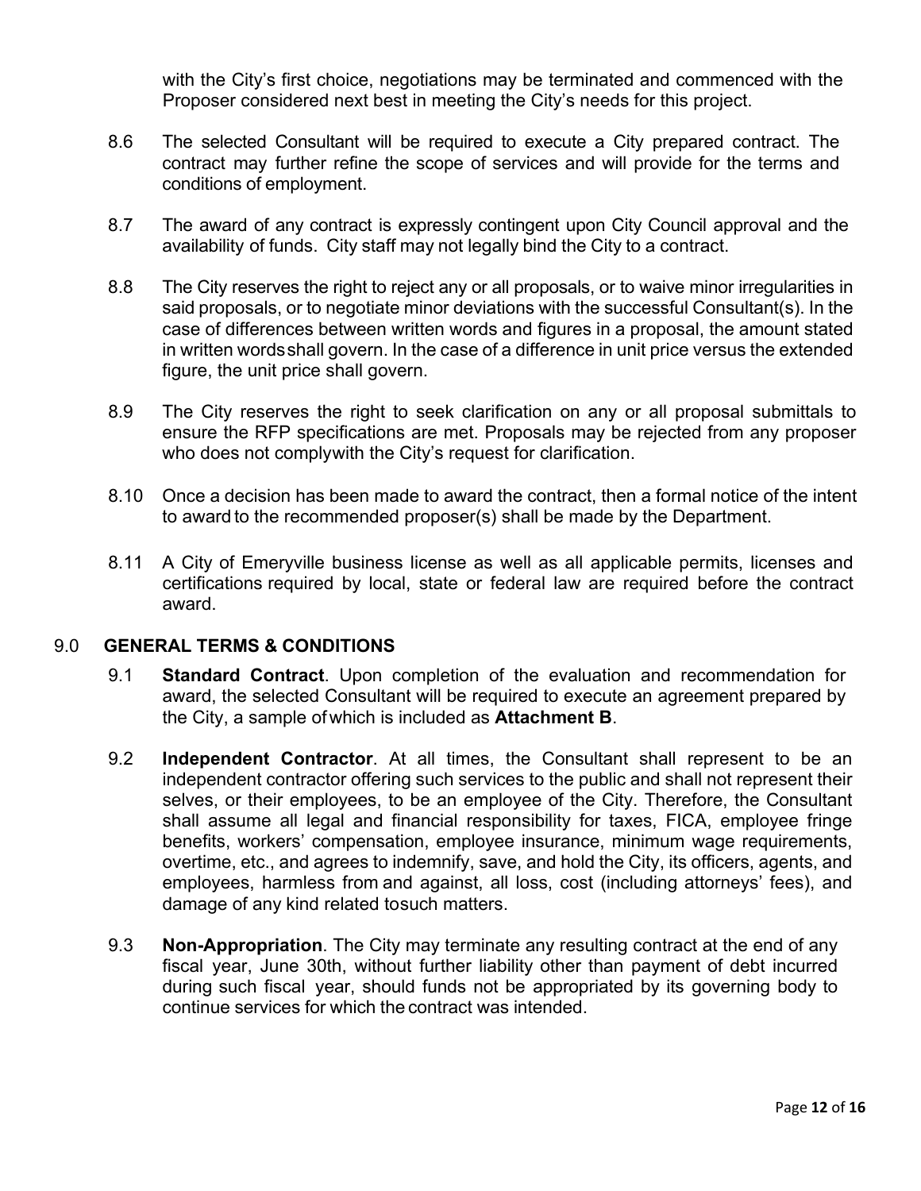with the City's first choice, negotiations may be terminated and commenced with the Proposer considered next best in meeting the City's needs for this project.

8.6 The selected Consultant will be required to execute a City prepared contract. The contract may further refine the scope of services and will provide for the terms and conditions of employment.

8.7 The award of any contract is expressly contingent upon City Council approval and the availability of funds. City staff may not legally bind the City to a contract.

8.8 The City reserves the right to reject any or all proposals, or to waive minor irregularities in said proposals, or to negotiate minor deviations with the successful Consultant(s). In the case of differences between written words and figures in a proposal, the amount stated in written wordsshall govern. In the case of a difference in unit price versus the extended figure, the unit price shall govern.

8.9 The City reserves the right to seek clarification on any or all proposal submittals to ensure the RFP specifications are met. Proposals may be rejected from any proposer who does not complywith the City's request for clarification.

8.10 Once a decision has been made to award the contract, then a formal notice of the intent to award to the recommended proposer(s) shall be made by the Department.

8.11 A City of Emeryville business license as well as all applicable permits, licenses and certifications required by local, state or federal law are required before the contract award.

## 9.0 GENERAL TERMS & CONDITIONS

9.1 **Standard Contract**. Upon completion of the evaluation and recommendation for award, the selected Consultant will be required to execute an agreement prepared by the City, a sample of which is included as **Attachment B**.

9.2 **Independent Contractor**. At all times, the Consultant shall represent to be an independent contractor offering such services to the public and shall not represent their selves, or their employees, to be an employee of the City. Therefore, the Consultant shall assume all legal and financial responsibility for taxes, FICA, employee fringe benefits, workers' compensation, employee insurance, minimum wage requirements, overtime, etc., and agrees to indemnify, save, and hold the City, its officers, agents, and employees, harmless from and against, all loss, cost (including attorneys' fees), and damage of any kind related tosuch matters.

9.3 **Non-Appropriation**. The City may terminate any resulting contract at the end of any fiscal year, June 30th, without further liability other than payment of debt incurred during such fiscal year, should funds not be appropriated by its governing body to continue services for which the contract was intended.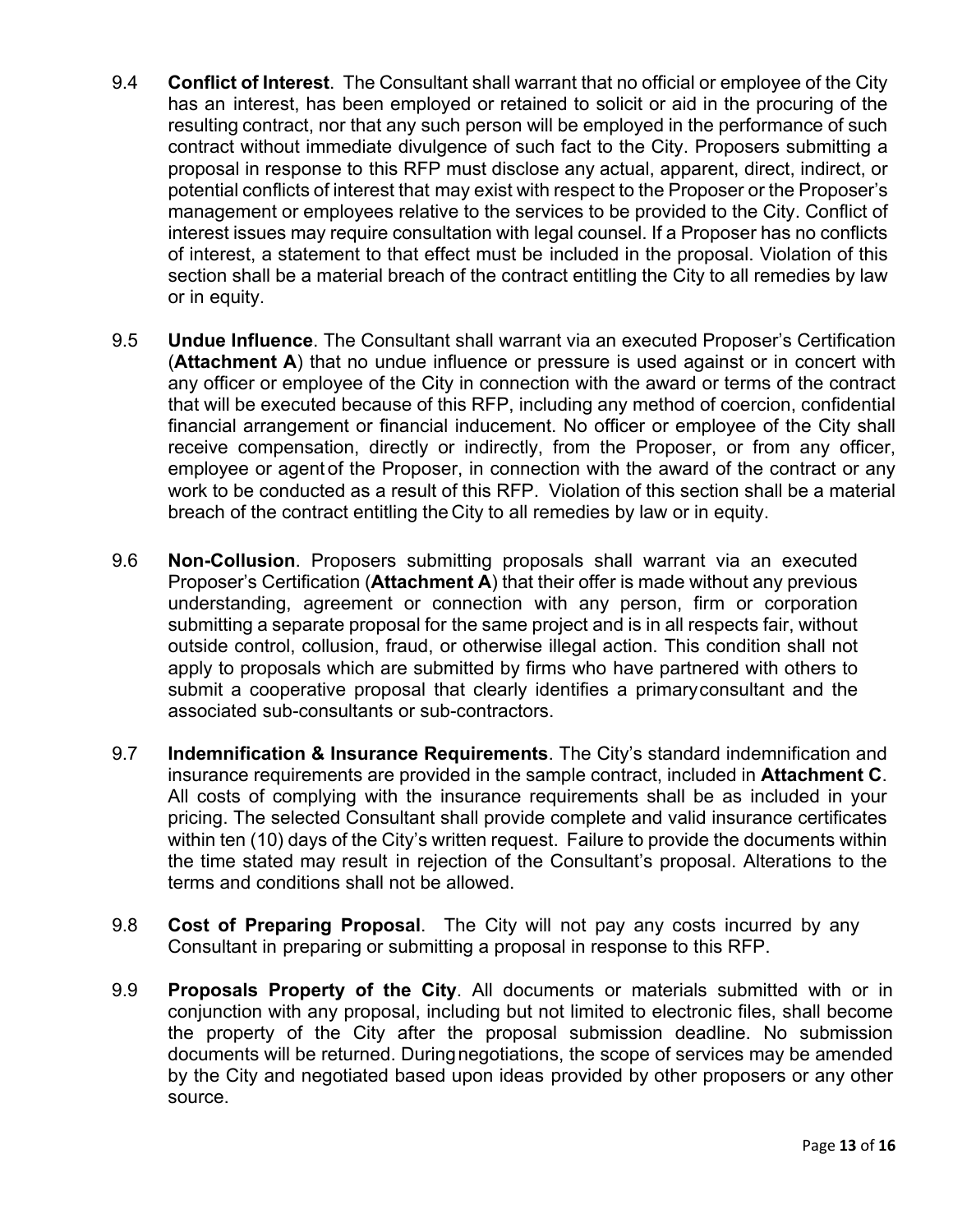9.4 **Conflict of Interest**. The Consultant shall warrant that no official or employee of the City has an interest, has been employed or retained to solicit or aid in the procuring of the resulting contract, nor that any such person will be employed in the performance of such contract without immediate divulgence of such fact to the City. Proposers submitting a proposal in response to this RFP must disclose any actual, apparent, direct, indirect, or potential conflicts of interest that may exist with respect to the Proposer or the Proposer's management or employees relative to the services to be provided to the City. Conflict of interest issues may require consultation with legal counsel. If a Proposer has no conflicts of interest, a statement to that effect must be included in the proposal. Violation of this section shall be a material breach of the contract entitling the City to all remedies by law or in equity.

9.5 **Undue Influence**. The Consultant shall warrant via an executed Proposer's Certification (**Attachment A**) that no undue influence or pressure is used against or in concert with any officer or employee of the City in connection with the award or terms of the contract that will be executed because of this RFP, including any method of coercion, confidential financial arrangement or financial inducement. No officer or employee of the City shall receive compensation, directly or indirectly, from the Proposer, or from any officer, employee or agent of the Proposer, in connection with the award of the contract or any work to be conducted as a result of this RFP. Violation of this section shall be a material breach of the contract entitling the City to all remedies by law or in equity.

9.6 **Non-Collusion**. Proposers submitting proposals shall warrant via an executed Proposer's Certification (**Attachment A**) that their offer is made without any previous understanding, agreement or connection with any person, firm or corporation submitting a separate proposal for the same project and is in all respects fair, without outside control, collusion, fraud, or otherwise illegal action. This condition shall not apply to proposals which are submitted by firms who have partnered with others to submit a cooperative proposal that clearly identifies a primary consultant and the associated sub-consultants or sub-contractors.

9.7 **Indemnification & Insurance Requirements**. The City's standard indemnification and insurance requirements are provided in the sample contract, included in **Attachment C**. All costs of complying with the insurance requirements shall be as included in your pricing. The selected Consultant shall provide complete and valid insurance certificates within ten (10) days of the City's written request. Failure to provide the documents within the time stated may result in rejection of the Consultant's proposal. Alterations to the terms and conditions shall not be allowed.

9.8 **Cost of Preparing Proposal**. The City will not pay any costs incurred by any Consultant in preparing or submitting a proposal in response to this RFP.

9.9 **Proposals Property of the City**. All documents or materials submitted with or in conjunction with any proposal, including but not limited to electronic files, shall become the property of the City after the proposal submission deadline. No submission documents will be returned. During negotiations, the scope of services may be amended by the City and negotiated based upon ideas provided by other proposers or any other source.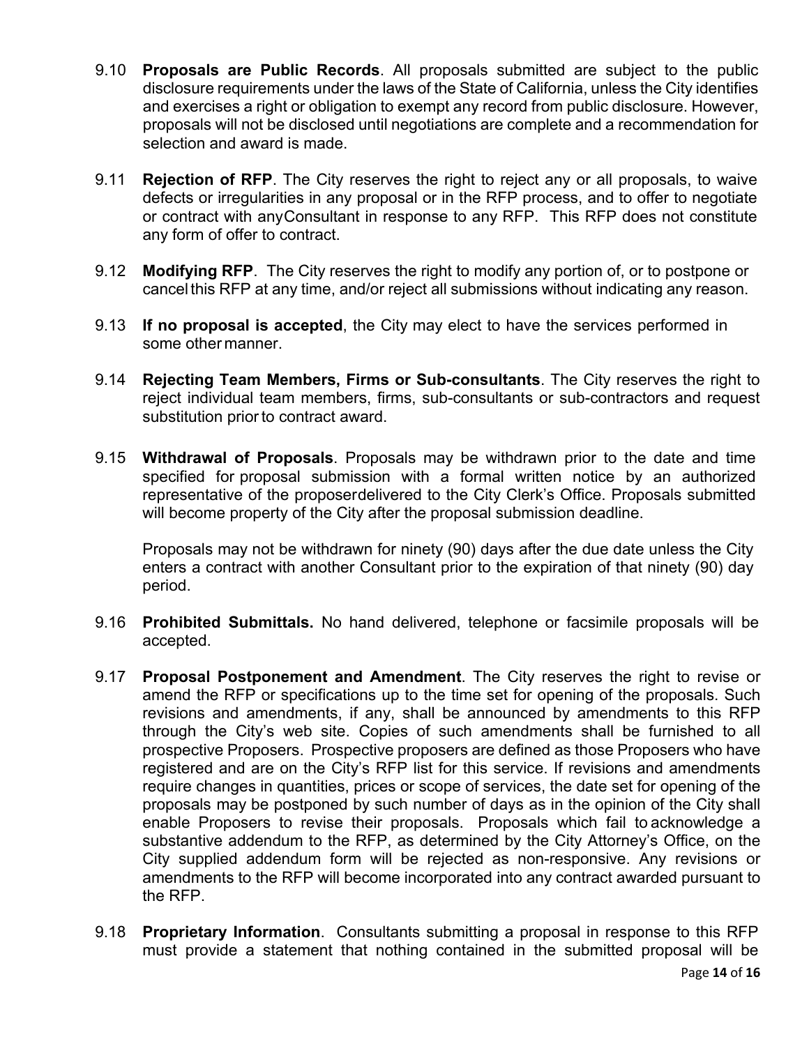9.10 **Proposals are Public Records**. All proposals submitted are subject to the public disclosure requirements under the laws of the State of California, unless the City identifies and exercises a right or obligation to exempt any record from public disclosure. However, proposals will not be disclosed until negotiations are complete and a recommendation for selection and award is made.

9.11 **Rejection of RFP**. The City reserves the right to reject any or all proposals, to waive defects or irregularities in any proposal or in the RFP process, and to offer to negotiate or contract with anyConsultant in response to any RFP. This RFP does not constitute any form of offer to contract.

9.12 **Modifying RFP**. The City reserves the right to modify any portion of, or to postpone or cancel this RFP at any time, and/or reject all submissions without indicating any reason.

9.13 **If no proposal is accepted**, the City may elect to have the services performed in some other manner.

9.14 **Rejecting Team Members, Firms or Sub-consultants**. The City reserves the right to reject individual team members, firms, sub-consultants or sub-contractors and request substitution prior to contract award.

9.15 **Withdrawal of Proposals**. Proposals may be withdrawn prior to the date and time specified for proposal submission with a formal written notice by an authorized representative of the proposerdelivered to the City Clerk's Office. Proposals submitted will become property of the City after the proposal submission deadline.

Proposals may not be withdrawn for ninety (90) days after the due date unless the City enters a contract with another Consultant prior to the expiration of that ninety (90) day period.

9.16 **Prohibited Submittals.** No hand delivered, telephone or facsimile proposals will be accepted.

9.17 **Proposal Postponement and Amendment**. The City reserves the right to revise or amend the RFP or specifications up to the time set for opening of the proposals. Such revisions and amendments, if any, shall be announced by amendments to this RFP through the City's web site. Copies of such amendments shall be furnished to all prospective Proposers. Prospective proposers are defined as those Proposers who have registered and are on the City's RFP list for this service. If revisions and amendments require changes in quantities, prices or scope of services, the date set for opening of the proposals may be postponed by such number of days as in the opinion of the City shall enable Proposers to revise their proposals. Proposals which fail to acknowledge a substantive addendum to the RFP, as determined by the City Attorney's Office, on the City supplied addendum form will be rejected as non-responsive. Any revisions or amendments to the RFP will become incorporated into any contract awarded pursuant to the RFP.

9.18 **Proprietary Information**. Consultants submitting a proposal in response to this RFP must provide a statement that nothing contained in the submitted proposal will be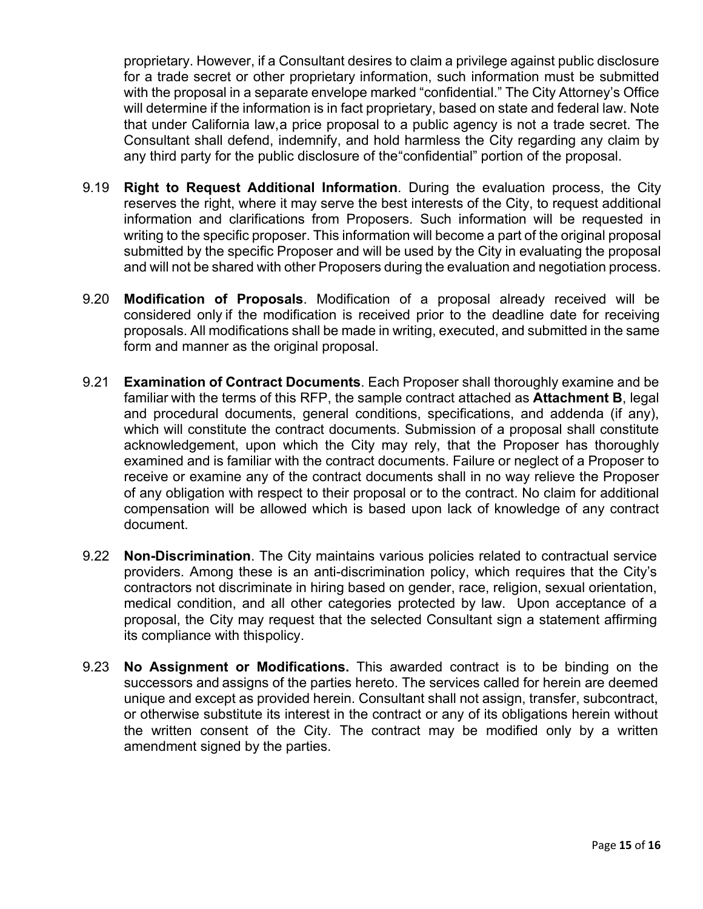proprietary. However, if a Consultant desires to claim a privilege against public disclosure for a trade secret or other proprietary information, such information must be submitted with the proposal in a separate envelope marked "confidential." The City Attorney's Office will determine if the information is in fact proprietary, based on state and federal law. Note that under California law,a price proposal to a public agency is not a trade secret. The Consultant shall defend, indemnify, and hold harmless the City regarding any claim by any third party for the public disclosure of the"confidential" portion of the proposal.

9.19 **Right to Request Additional Information**. During the evaluation process, the City reserves the right, where it may serve the best interests of the City, to request additional information and clarifications from Proposers. Such information will be requested in writing to the specific proposer. This information will become a part of the original proposal submitted by the specific Proposer and will be used by the City in evaluating the proposal and will not be shared with other Proposers during the evaluation and negotiation process.

9.20 **Modification of Proposals**. Modification of a proposal already received will be considered only if the modification is received prior to the deadline date for receiving proposals. All modifications shall be made in writing, executed, and submitted in the same form and manner as the original proposal.

9.21 **Examination of Contract Documents**. Each Proposer shall thoroughly examine and be familiar with the terms of this RFP, the sample contract attached as **Attachment B**, legal and procedural documents, general conditions, specifications, and addenda (if any), which will constitute the contract documents. Submission of a proposal shall constitute acknowledgement, upon which the City may rely, that the Proposer has thoroughly examined and is familiar with the contract documents. Failure or neglect of a Proposer to receive or examine any of the contract documents shall in no way relieve the Proposer of any obligation with respect to their proposal or to the contract. No claim for additional compensation will be allowed which is based upon lack of knowledge of any contract document.

9.22 **Non-Discrimination**. The City maintains various policies related to contractual service providers. Among these is an anti-discrimination policy, which requires that the City's contractors not discriminate in hiring based on gender, race, religion, sexual orientation, medical condition, and all other categories protected by law. Upon acceptance of a proposal, the City may request that the selected Consultant sign a statement affirming its compliance with thispolicy.

9.23 **No Assignment or Modifications.** This awarded contract is to be binding on the successors and assigns of the parties hereto. The services called for herein are deemed unique and except as provided herein. Consultant shall not assign, transfer, subcontract, or otherwise substitute its interest in the contract or any of its obligations herein without the written consent of the City. The contract may be modified only by a written amendment signed by the parties.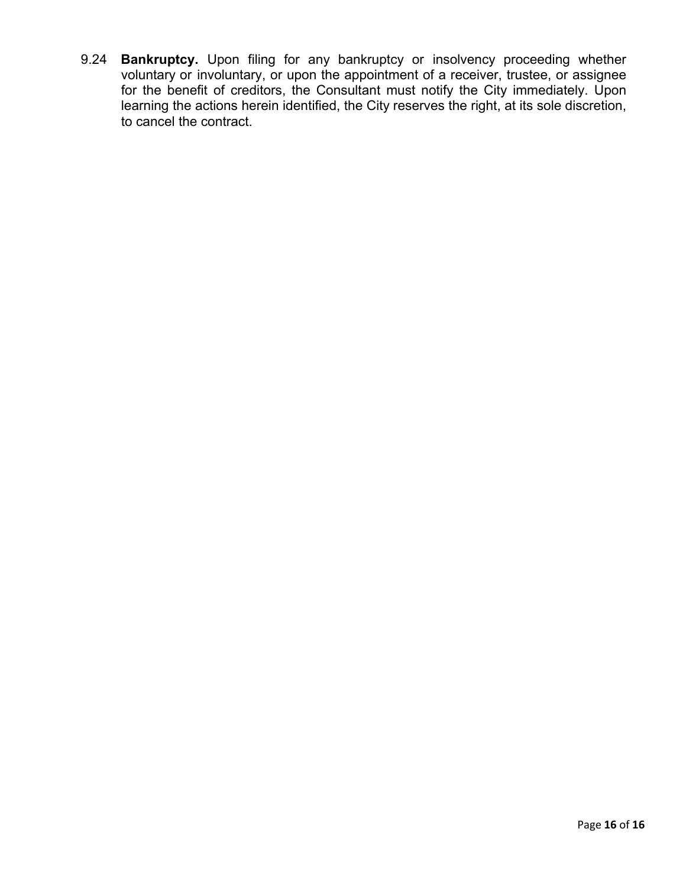9.24 **Bankruptcy.** Upon filing for any bankruptcy or insolvency proceeding whether voluntary or involuntary, or upon the appointment of a receiver, trustee, or assignee for the benefit of creditors, the Consultant must notify the City immediately. Upon learning the actions herein identified, the City reserves the right, at its sole discretion, to cancel the contract.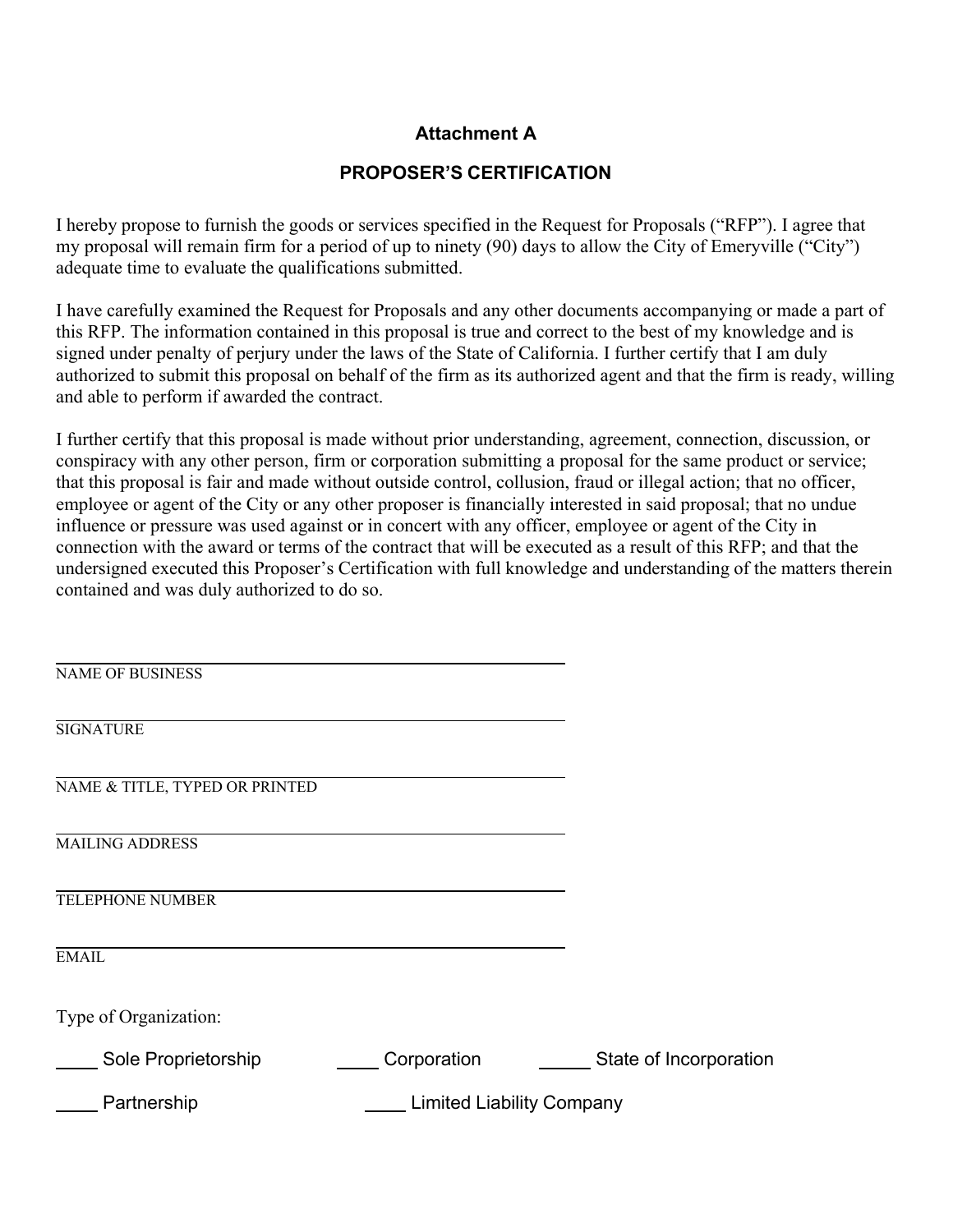## Attachment A

## PROPOSER'S CERTIFICATION

I hereby propose to furnish the goods or services specified in the Request for Proposals ("RFP"). I agree that my proposal will remain firm for a period of up to ninety (90) days to allow the City of Emeryville ("City") adequate time to evaluate the qualifications submitted.

I have carefully examined the Request for Proposals and any other documents accompanying or made a part of this RFP. The information contained in this proposal is true and correct to the best of my knowledge and is signed under penalty of perjury under the laws of the State of California. I further certify that I am duly authorized to submit this proposal on behalf of the firm as its authorized agent and that the firm is ready, willing and able to perform if awarded the contract.

I further certify that this proposal is made without prior understanding, agreement, connection, discussion, or conspiracy with any other person, firm or corporation submitting a proposal for the same product or service; that this proposal is fair and made without outside control, collusion, fraud or illegal action; that no officer, employee or agent of the City or any other proposer is financially interested in said proposal; that no undue influence or pressure was used against or in concert with any officer, employee or agent of the City in connection with the award or terms of the contract that will be executed as a result of this RFP; and that the undersigned executed this Proposer's Certification with full knowledge and understanding of the matters therein contained and was duly authorized to do so.

______________________________________________
NAME OF BUSINESS

______________________________________________
SIGNATURE

______________________________________________
NAME & TITLE, TYPED OR PRINTED

______________________________________________
MAILING ADDRESS

______________________________________________
TELEPHONE NUMBER

______________________________________________
EMAIL

Type of Organization:

____ Sole Proprietorship ____ Corporation _____ State of Incorporation

____ Partnership ____ Limited Liability Company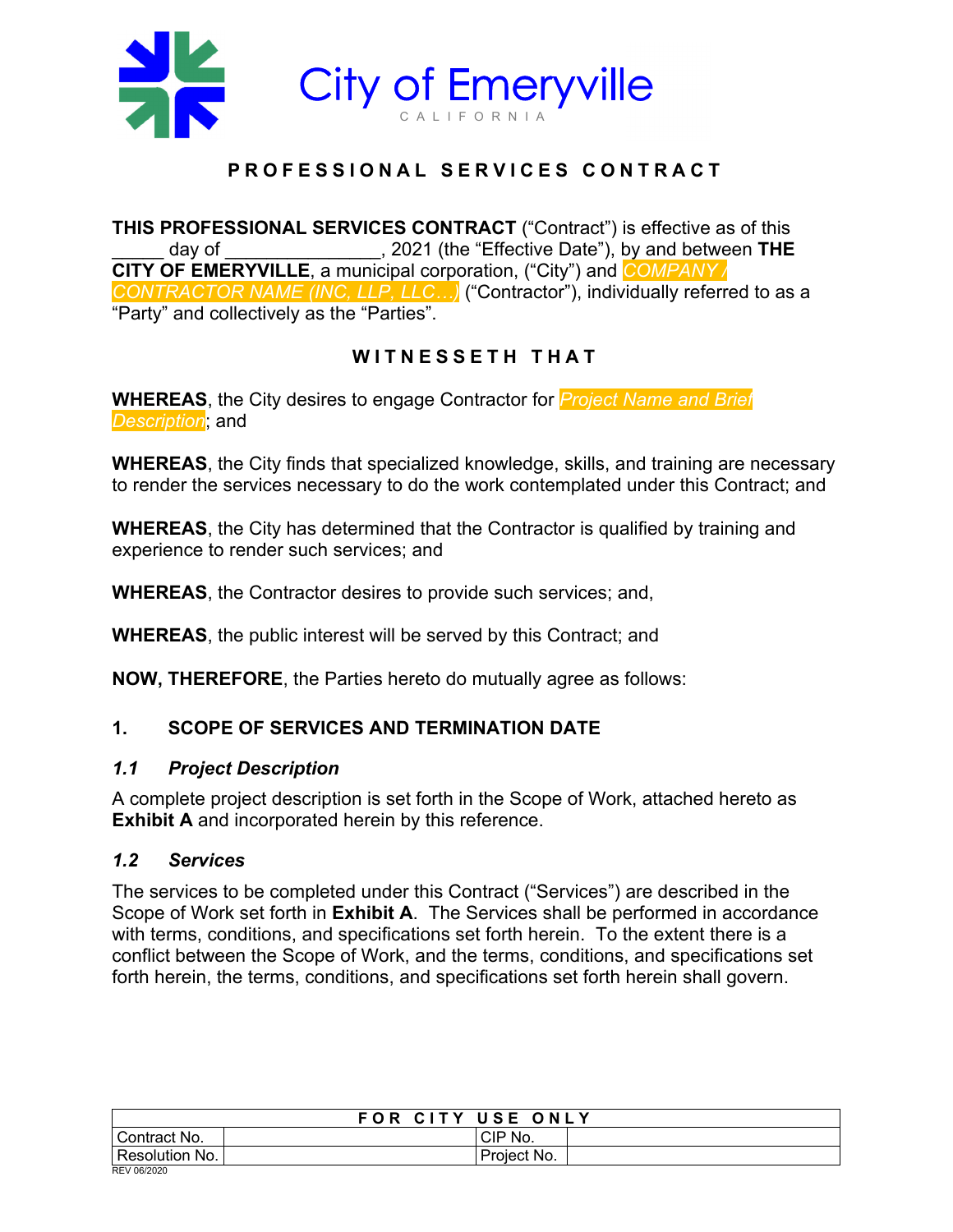# City of Emeryville

CALIFORNIA

## PROFESSIONAL SERVICES CONTRACT

**THIS PROFESSIONAL SERVICES CONTRACT** ("Contract") is effective as of this _____ day of _______________, 2021 (the "Effective Date"), by and between **THE CITY OF EMERYVILLE**, a municipal corporation, ("City") and *COMPANY / CONTRACTOR NAME (INC, LLP, LLC…)* ("Contractor"), individually referred to as a "Party" and collectively as the "Parties".

## WITNESSETH THAT

**WHEREAS**, the City desires to engage Contractor for *Project Name and Brief Description*; and

**WHEREAS**, the City finds that specialized knowledge, skills, and training are necessary to render the services necessary to do the work contemplated under this Contract; and

**WHEREAS**, the City has determined that the Contractor is qualified by training and experience to render such services; and

**WHEREAS**, the Contractor desires to provide such services; and,

**WHEREAS**, the public interest will be served by this Contract; and

**NOW, THEREFORE**, the Parties hereto do mutually agree as follows:

### 1. SCOPE OF SERVICES AND TERMINATION DATE

#### *1.1 Project Description*

A complete project description is set forth in the Scope of Work, attached hereto as **Exhibit A** and incorporated herein by this reference.

#### *1.2 Services*

The services to be completed under this Contract ("Services") are described in the Scope of Work set forth in **Exhibit A**. The Services shall be performed in accordance with terms, conditions, and specifications set forth herein. To the extent there is a conflict between the Scope of Work, and the terms, conditions, and specifications set forth herein, the terms, conditions, and specifications set forth herein shall govern.

| FOR CITY USE ONLY | | | |
|---|---|---|---|
| Contract No. | | CIP No. | |
| Resolution No. | | Project No. | |

REV 06/2020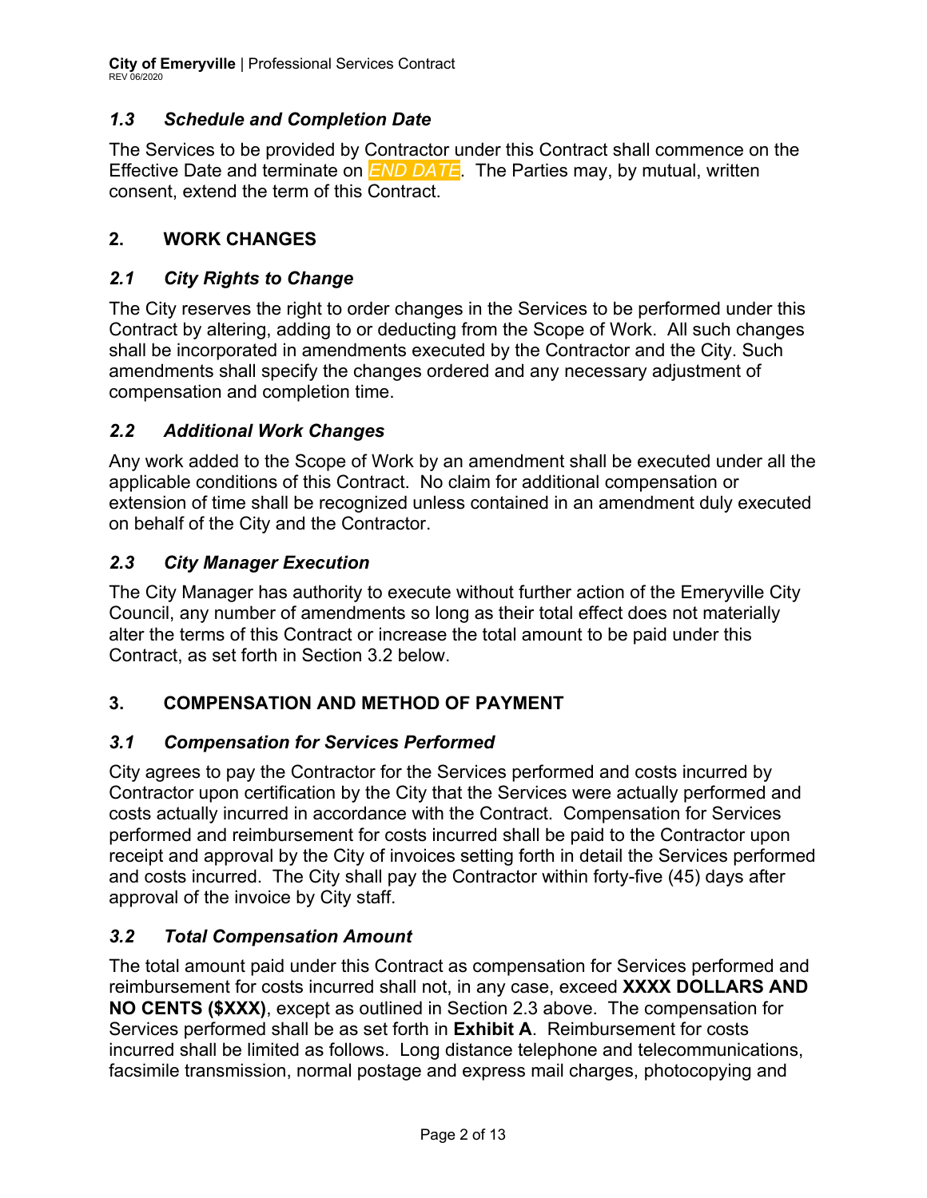### *1.3 Schedule and Completion Date*

The Services to be provided by Contractor under this Contract shall commence on the Effective Date and terminate on *END DATE*. The Parties may, by mutual, written consent, extend the term of this Contract.

## 2. WORK CHANGES

### *2.1 City Rights to Change*

The City reserves the right to order changes in the Services to be performed under this Contract by altering, adding to or deducting from the Scope of Work. All such changes shall be incorporated in amendments executed by the Contractor and the City. Such amendments shall specify the changes ordered and any necessary adjustment of compensation and completion time.

### *2.2 Additional Work Changes*

Any work added to the Scope of Work by an amendment shall be executed under all the applicable conditions of this Contract. No claim for additional compensation or extension of time shall be recognized unless contained in an amendment duly executed on behalf of the City and the Contractor.

### *2.3 City Manager Execution*

The City Manager has authority to execute without further action of the Emeryville City Council, any number of amendments so long as their total effect does not materially alter the terms of this Contract or increase the total amount to be paid under this Contract, as set forth in Section 3.2 below.

## 3. COMPENSATION AND METHOD OF PAYMENT

### *3.1 Compensation for Services Performed*

City agrees to pay the Contractor for the Services performed and costs incurred by Contractor upon certification by the City that the Services were actually performed and costs actually incurred in accordance with the Contract. Compensation for Services performed and reimbursement for costs incurred shall be paid to the Contractor upon receipt and approval by the City of invoices setting forth in detail the Services performed and costs incurred. The City shall pay the Contractor within forty-five (45) days after approval of the invoice by City staff.

### *3.2 Total Compensation Amount*

The total amount paid under this Contract as compensation for Services performed and reimbursement for costs incurred shall not, in any case, exceed **XXXX DOLLARS AND NO CENTS ($XXX)**, except as outlined in Section 2.3 above. The compensation for Services performed shall be as set forth in **Exhibit A**. Reimbursement for costs incurred shall be limited as follows. Long distance telephone and telecommunications, facsimile transmission, normal postage and express mail charges, photocopying and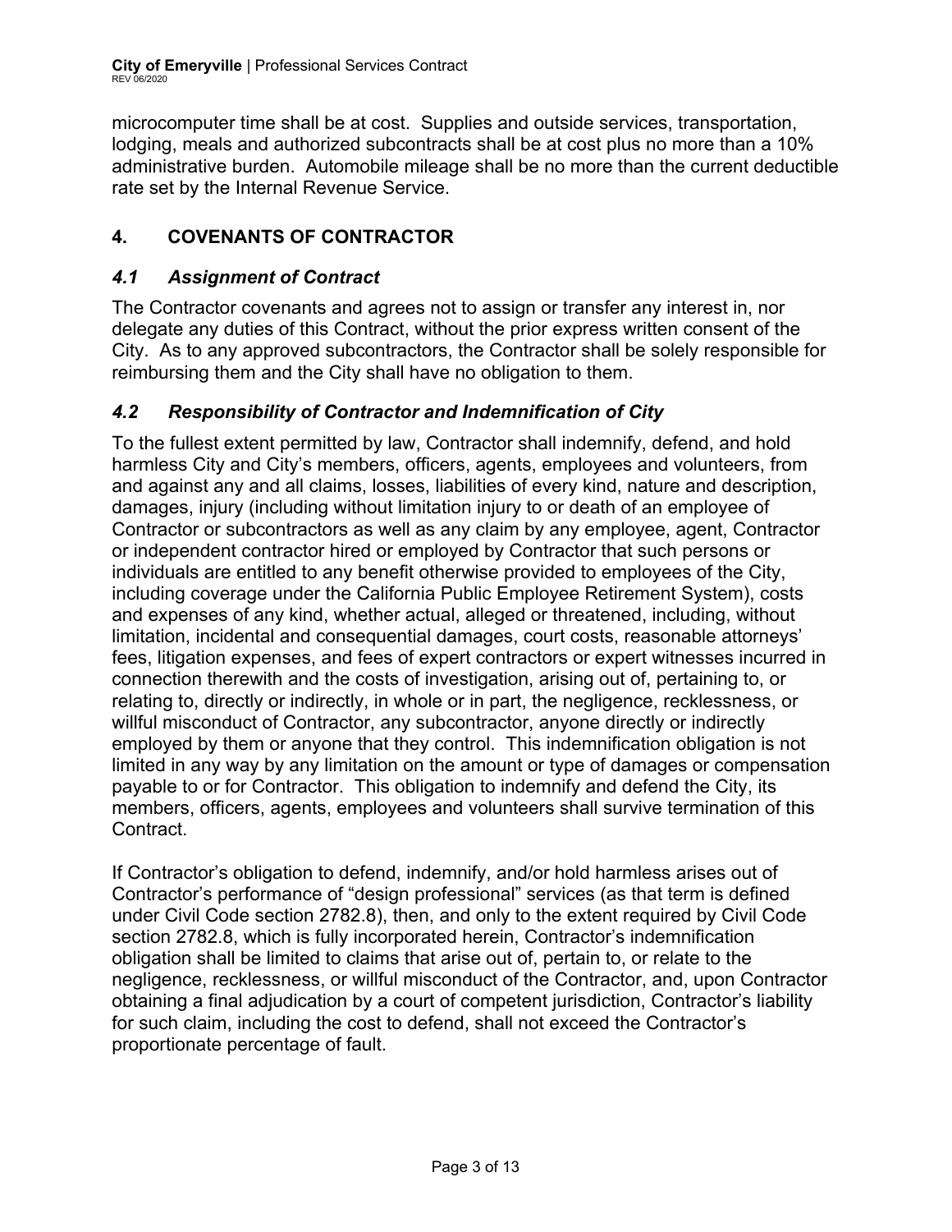microcomputer time shall be at cost. Supplies and outside services, transportation, lodging, meals and authorized subcontracts shall be at cost plus no more than a 10% administrative burden. Automobile mileage shall be no more than the current deductible rate set by the Internal Revenue Service.

## 4. COVENANTS OF CONTRACTOR

### *4.1 Assignment of Contract*

The Contractor covenants and agrees not to assign or transfer any interest in, nor delegate any duties of this Contract, without the prior express written consent of the City. As to any approved subcontractors, the Contractor shall be solely responsible for reimbursing them and the City shall have no obligation to them.

### *4.2 Responsibility of Contractor and Indemnification of City*

To the fullest extent permitted by law, Contractor shall indemnify, defend, and hold harmless City and City's members, officers, agents, employees and volunteers, from and against any and all claims, losses, liabilities of every kind, nature and description, damages, injury (including without limitation injury to or death of an employee of Contractor or subcontractors as well as any claim by any employee, agent, Contractor or independent contractor hired or employed by Contractor that such persons or individuals are entitled to any benefit otherwise provided to employees of the City, including coverage under the California Public Employee Retirement System), costs and expenses of any kind, whether actual, alleged or threatened, including, without limitation, incidental and consequential damages, court costs, reasonable attorneys' fees, litigation expenses, and fees of expert contractors or expert witnesses incurred in connection therewith and the costs of investigation, arising out of, pertaining to, or relating to, directly or indirectly, in whole or in part, the negligence, recklessness, or willful misconduct of Contractor, any subcontractor, anyone directly or indirectly employed by them or anyone that they control. This indemnification obligation is not limited in any way by any limitation on the amount or type of damages or compensation payable to or for Contractor. This obligation to indemnify and defend the City, its members, officers, agents, employees and volunteers shall survive termination of this Contract.

If Contractor's obligation to defend, indemnify, and/or hold harmless arises out of Contractor's performance of "design professional" services (as that term is defined under Civil Code section 2782.8), then, and only to the extent required by Civil Code section 2782.8, which is fully incorporated herein, Contractor's indemnification obligation shall be limited to claims that arise out of, pertain to, or relate to the negligence, recklessness, or willful misconduct of the Contractor, and, upon Contractor obtaining a final adjudication by a court of competent jurisdiction, Contractor's liability for such claim, including the cost to defend, shall not exceed the Contractor's proportionate percentage of fault.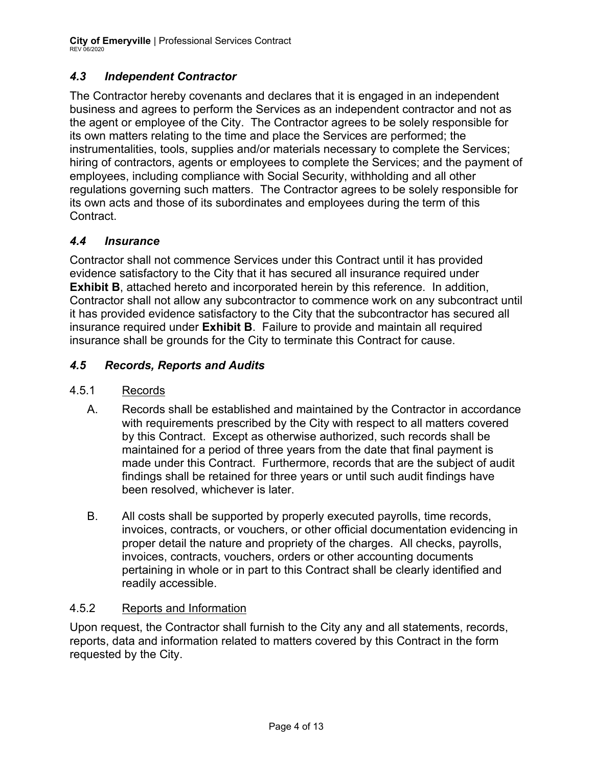### *4.3 Independent Contractor*

The Contractor hereby covenants and declares that it is engaged in an independent business and agrees to perform the Services as an independent contractor and not as the agent or employee of the City. The Contractor agrees to be solely responsible for its own matters relating to the time and place the Services are performed; the instrumentalities, tools, supplies and/or materials necessary to complete the Services; hiring of contractors, agents or employees to complete the Services; and the payment of employees, including compliance with Social Security, withholding and all other regulations governing such matters. The Contractor agrees to be solely responsible for its own acts and those of its subordinates and employees during the term of this Contract.

### *4.4 Insurance*

Contractor shall not commence Services under this Contract until it has provided evidence satisfactory to the City that it has secured all insurance required under **Exhibit B**, attached hereto and incorporated herein by this reference. In addition, Contractor shall not allow any subcontractor to commence work on any subcontract until it has provided evidence satisfactory to the City that the subcontractor has secured all insurance required under **Exhibit B**. Failure to provide and maintain all required insurance shall be grounds for the City to terminate this Contract for cause.

### *4.5 Records, Reports and Audits*

4.5.1 <u>Records</u>

A. Records shall be established and maintained by the Contractor in accordance with requirements prescribed by the City with respect to all matters covered by this Contract. Except as otherwise authorized, such records shall be maintained for a period of three years from the date that final payment is made under this Contract. Furthermore, records that are the subject of audit findings shall be retained for three years or until such audit findings have been resolved, whichever is later.

B. All costs shall be supported by properly executed payrolls, time records, invoices, contracts, or vouchers, or other official documentation evidencing in proper detail the nature and propriety of the charges. All checks, payrolls, invoices, contracts, vouchers, orders or other accounting documents pertaining in whole or in part to this Contract shall be clearly identified and readily accessible.

4.5.2 <u>Reports and Information</u>

Upon request, the Contractor shall furnish to the City any and all statements, records, reports, data and information related to matters covered by this Contract in the form requested by the City.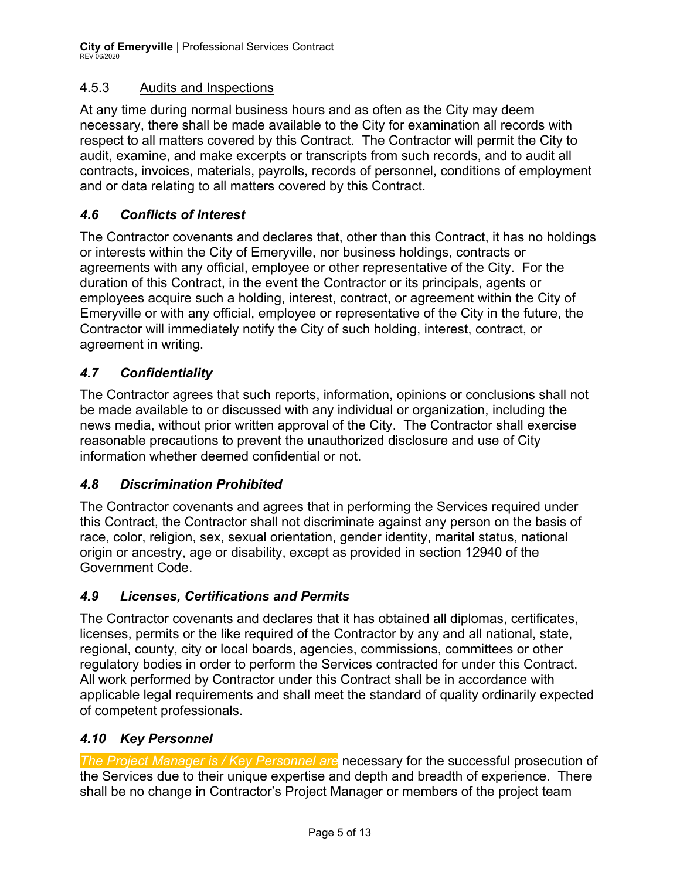#### 4.5.3 Audits and Inspections

At any time during normal business hours and as often as the City may deem necessary, there shall be made available to the City for examination all records with respect to all matters covered by this Contract. The Contractor will permit the City to audit, examine, and make excerpts or transcripts from such records, and to audit all contracts, invoices, materials, payrolls, records of personnel, conditions of employment and or data relating to all matters covered by this Contract.

### *4.6 Conflicts of Interest*

The Contractor covenants and declares that, other than this Contract, it has no holdings or interests within the City of Emeryville, nor business holdings, contracts or agreements with any official, employee or other representative of the City. For the duration of this Contract, in the event the Contractor or its principals, agents or employees acquire such a holding, interest, contract, or agreement within the City of Emeryville or with any official, employee or representative of the City in the future, the Contractor will immediately notify the City of such holding, interest, contract, or agreement in writing.

### *4.7 Confidentiality*

The Contractor agrees that such reports, information, opinions or conclusions shall not be made available to or discussed with any individual or organization, including the news media, without prior written approval of the City. The Contractor shall exercise reasonable precautions to prevent the unauthorized disclosure and use of City information whether deemed confidential or not.

### *4.8 Discrimination Prohibited*

The Contractor covenants and agrees that in performing the Services required under this Contract, the Contractor shall not discriminate against any person on the basis of race, color, religion, sex, sexual orientation, gender identity, marital status, national origin or ancestry, age or disability, except as provided in section 12940 of the Government Code.

### *4.9 Licenses, Certifications and Permits*

The Contractor covenants and declares that it has obtained all diplomas, certificates, licenses, permits or the like required of the Contractor by any and all national, state, regional, county, city or local boards, agencies, commissions, committees or other regulatory bodies in order to perform the Services contracted for under this Contract. All work performed by Contractor under this Contract shall be in accordance with applicable legal requirements and shall meet the standard of quality ordinarily expected of competent professionals.

### *4.10 Key Personnel*

*The Project Manager is / Key Personnel are* necessary for the successful prosecution of the Services due to their unique expertise and depth and breadth of experience. There shall be no change in Contractor's Project Manager or members of the project team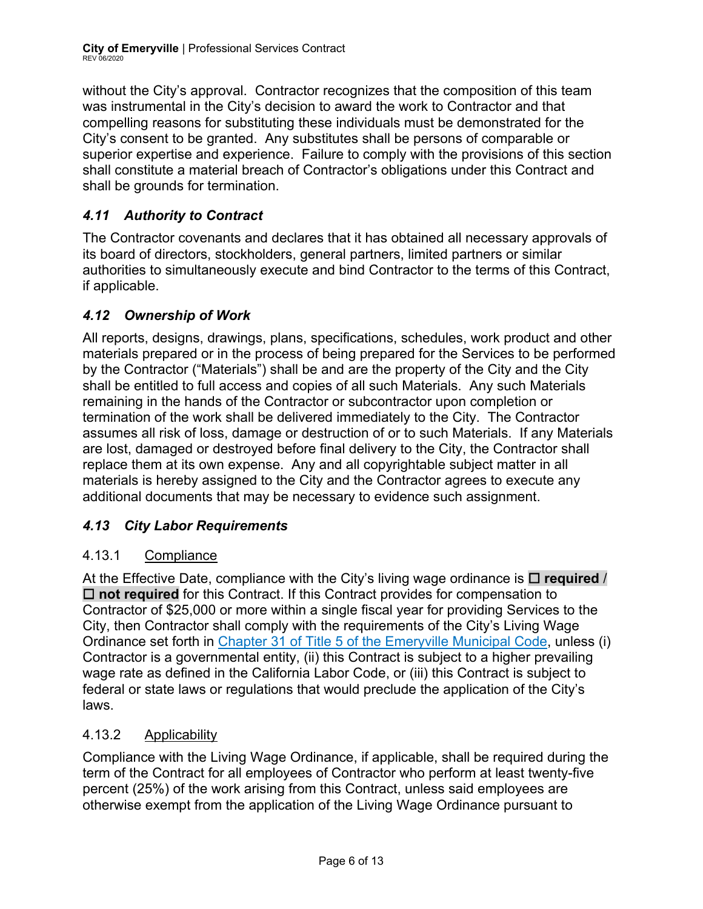without the City's approval. Contractor recognizes that the composition of this team was instrumental in the City's decision to award the work to Contractor and that compelling reasons for substituting these individuals must be demonstrated for the City's consent to be granted. Any substitutes shall be persons of comparable or superior expertise and experience. Failure to comply with the provisions of this section shall constitute a material breach of Contractor's obligations under this Contract and shall be grounds for termination.

### *4.11 Authority to Contract*

The Contractor covenants and declares that it has obtained all necessary approvals of its board of directors, stockholders, general partners, limited partners or similar authorities to simultaneously execute and bind Contractor to the terms of this Contract, if applicable.

### *4.12 Ownership of Work*

All reports, designs, drawings, plans, specifications, schedules, work product and other materials prepared or in the process of being prepared for the Services to be performed by the Contractor ("Materials") shall be and are the property of the City and the City shall be entitled to full access and copies of all such Materials. Any such Materials remaining in the hands of the Contractor or subcontractor upon completion or termination of the work shall be delivered immediately to the City. The Contractor assumes all risk of loss, damage or destruction of or to such Materials. If any Materials are lost, damaged or destroyed before final delivery to the City, the Contractor shall replace them at its own expense. Any and all copyrightable subject matter in all materials is hereby assigned to the City and the Contractor agrees to execute any additional documents that may be necessary to evidence such assignment.

### *4.13 City Labor Requirements*

4.13.1 Compliance

At the Effective Date, compliance with the City's living wage ordinance is ☐ **required** / ☐ **not required** for this Contract. If this Contract provides for compensation to Contractor of $25,000 or more within a single fiscal year for providing Services to the City, then Contractor shall comply with the requirements of the City's Living Wage Ordinance set forth in [Chapter 31 of Title 5 of the Emeryville Municipal Code](), unless (i) Contractor is a governmental entity, (ii) this Contract is subject to a higher prevailing wage rate as defined in the California Labor Code, or (iii) this Contract is subject to federal or state laws or regulations that would preclude the application of the City's laws.

4.13.2 Applicability

Compliance with the Living Wage Ordinance, if applicable, shall be required during the term of the Contract for all employees of Contractor who perform at least twenty-five percent (25%) of the work arising from this Contract, unless said employees are otherwise exempt from the application of the Living Wage Ordinance pursuant to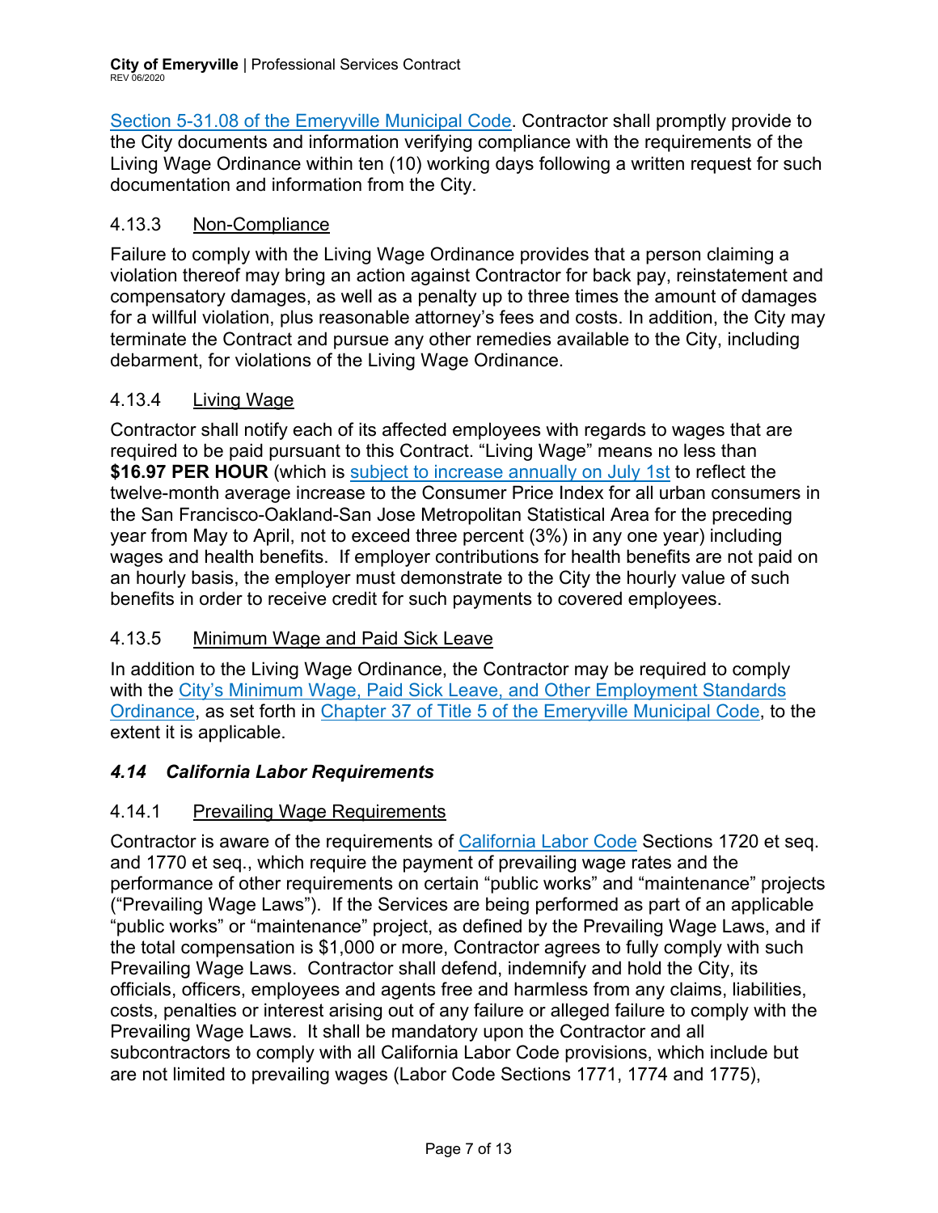Section 5-31.08 of the Emeryville Municipal Code. Contractor shall promptly provide to the City documents and information verifying compliance with the requirements of the Living Wage Ordinance within ten (10) working days following a written request for such documentation and information from the City.

### 4.13.3 Non-Compliance

Failure to comply with the Living Wage Ordinance provides that a person claiming a violation thereof may bring an action against Contractor for back pay, reinstatement and compensatory damages, as well as a penalty up to three times the amount of damages for a willful violation, plus reasonable attorney's fees and costs. In addition, the City may terminate the Contract and pursue any other remedies available to the City, including debarment, for violations of the Living Wage Ordinance.

### 4.13.4 Living Wage

Contractor shall notify each of its affected employees with regards to wages that are required to be paid pursuant to this Contract. "Living Wage" means no less than **$16.97 PER HOUR** (which is subject to increase annually on July 1st to reflect the twelve-month average increase to the Consumer Price Index for all urban consumers in the San Francisco-Oakland-San Jose Metropolitan Statistical Area for the preceding year from May to April, not to exceed three percent (3%) in any one year) including wages and health benefits. If employer contributions for health benefits are not paid on an hourly basis, the employer must demonstrate to the City the hourly value of such benefits in order to receive credit for such payments to covered employees.

### 4.13.5 Minimum Wage and Paid Sick Leave

In addition to the Living Wage Ordinance, the Contractor may be required to comply with the City's Minimum Wage, Paid Sick Leave, and Other Employment Standards Ordinance, as set forth in Chapter 37 of Title 5 of the Emeryville Municipal Code, to the extent it is applicable.

## *4.14 California Labor Requirements*

### 4.14.1 Prevailing Wage Requirements

Contractor is aware of the requirements of California Labor Code Sections 1720 et seq. and 1770 et seq., which require the payment of prevailing wage rates and the performance of other requirements on certain "public works" and "maintenance" projects ("Prevailing Wage Laws"). If the Services are being performed as part of an applicable "public works" or "maintenance" project, as defined by the Prevailing Wage Laws, and if the total compensation is $1,000 or more, Contractor agrees to fully comply with such Prevailing Wage Laws. Contractor shall defend, indemnify and hold the City, its officials, officers, employees and agents free and harmless from any claims, liabilities, costs, penalties or interest arising out of any failure or alleged failure to comply with the Prevailing Wage Laws. It shall be mandatory upon the Contractor and all subcontractors to comply with all California Labor Code provisions, which include but are not limited to prevailing wages (Labor Code Sections 1771, 1774 and 1775),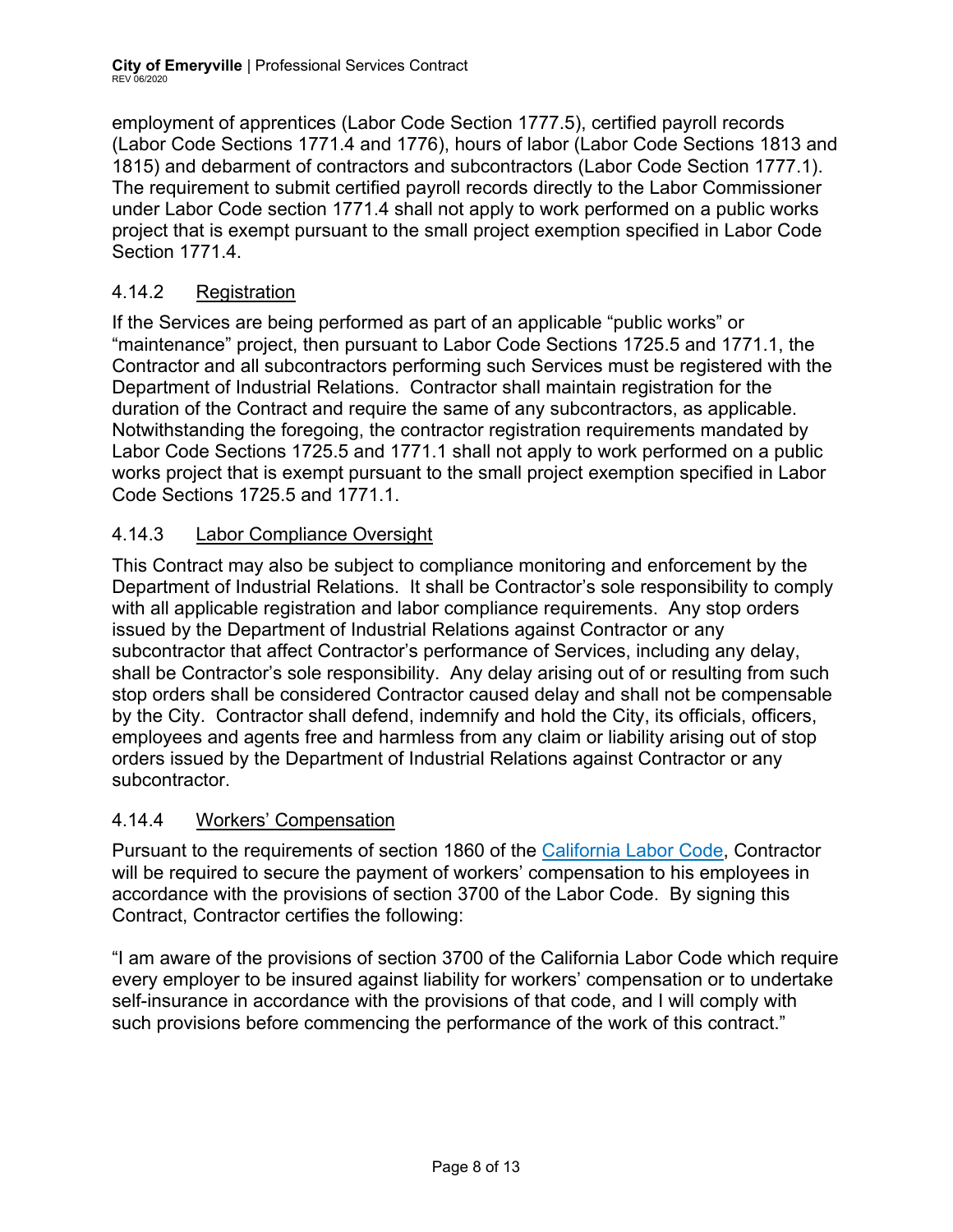employment of apprentices (Labor Code Section 1777.5), certified payroll records (Labor Code Sections 1771.4 and 1776), hours of labor (Labor Code Sections 1813 and 1815) and debarment of contractors and subcontractors (Labor Code Section 1777.1). The requirement to submit certified payroll records directly to the Labor Commissioner under Labor Code section 1771.4 shall not apply to work performed on a public works project that is exempt pursuant to the small project exemption specified in Labor Code Section 1771.4.

#### 4.14.2 Registration

If the Services are being performed as part of an applicable "public works" or "maintenance" project, then pursuant to Labor Code Sections 1725.5 and 1771.1, the Contractor and all subcontractors performing such Services must be registered with the Department of Industrial Relations. Contractor shall maintain registration for the duration of the Contract and require the same of any subcontractors, as applicable. Notwithstanding the foregoing, the contractor registration requirements mandated by Labor Code Sections 1725.5 and 1771.1 shall not apply to work performed on a public works project that is exempt pursuant to the small project exemption specified in Labor Code Sections 1725.5 and 1771.1.

#### 4.14.3 Labor Compliance Oversight

This Contract may also be subject to compliance monitoring and enforcement by the Department of Industrial Relations. It shall be Contractor's sole responsibility to comply with all applicable registration and labor compliance requirements. Any stop orders issued by the Department of Industrial Relations against Contractor or any subcontractor that affect Contractor's performance of Services, including any delay, shall be Contractor's sole responsibility. Any delay arising out of or resulting from such stop orders shall be considered Contractor caused delay and shall not be compensable by the City. Contractor shall defend, indemnify and hold the City, its officials, officers, employees and agents free and harmless from any claim or liability arising out of stop orders issued by the Department of Industrial Relations against Contractor or any subcontractor.

#### 4.14.4 Workers' Compensation

Pursuant to the requirements of section 1860 of the California Labor Code, Contractor will be required to secure the payment of workers' compensation to his employees in accordance with the provisions of section 3700 of the Labor Code. By signing this Contract, Contractor certifies the following:

"I am aware of the provisions of section 3700 of the California Labor Code which require every employer to be insured against liability for workers' compensation or to undertake self-insurance in accordance with the provisions of that code, and I will comply with such provisions before commencing the performance of the work of this contract."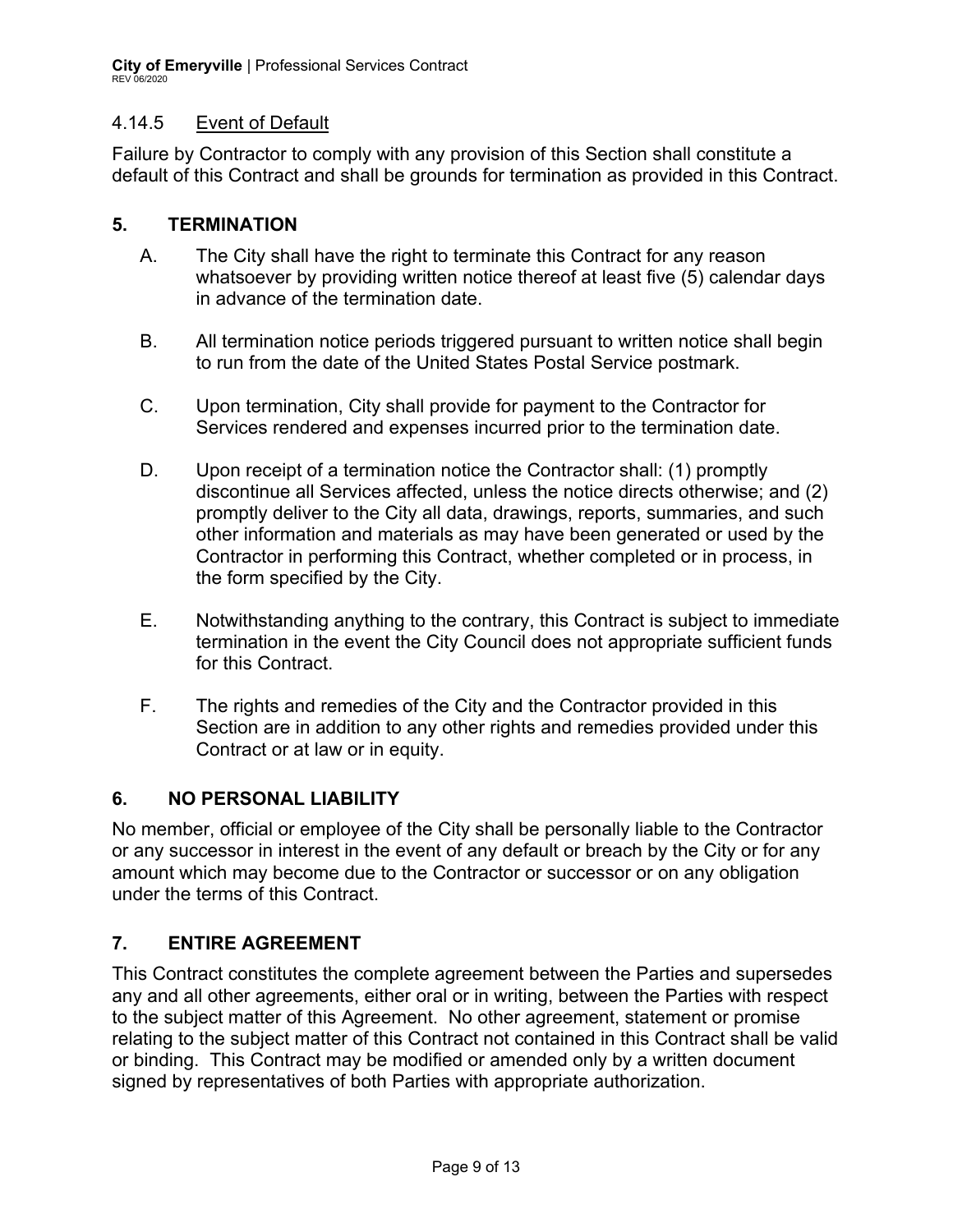#### 4.14.5 Event of Default

Failure by Contractor to comply with any provision of this Section shall constitute a default of this Contract and shall be grounds for termination as provided in this Contract.

## 5. TERMINATION

A. The City shall have the right to terminate this Contract for any reason whatsoever by providing written notice thereof at least five (5) calendar days in advance of the termination date.

B. All termination notice periods triggered pursuant to written notice shall begin to run from the date of the United States Postal Service postmark.

C. Upon termination, City shall provide for payment to the Contractor for Services rendered and expenses incurred prior to the termination date.

D. Upon receipt of a termination notice the Contractor shall: (1) promptly discontinue all Services affected, unless the notice directs otherwise; and (2) promptly deliver to the City all data, drawings, reports, summaries, and such other information and materials as may have been generated or used by the Contractor in performing this Contract, whether completed or in process, in the form specified by the City.

E. Notwithstanding anything to the contrary, this Contract is subject to immediate termination in the event the City Council does not appropriate sufficient funds for this Contract.

F. The rights and remedies of the City and the Contractor provided in this Section are in addition to any other rights and remedies provided under this Contract or at law or in equity.

## 6. NO PERSONAL LIABILITY

No member, official or employee of the City shall be personally liable to the Contractor or any successor in interest in the event of any default or breach by the City or for any amount which may become due to the Contractor or successor or on any obligation under the terms of this Contract.

## 7. ENTIRE AGREEMENT

This Contract constitutes the complete agreement between the Parties and supersedes any and all other agreements, either oral or in writing, between the Parties with respect to the subject matter of this Agreement. No other agreement, statement or promise relating to the subject matter of this Contract not contained in this Contract shall be valid or binding. This Contract may be modified or amended only by a written document signed by representatives of both Parties with appropriate authorization.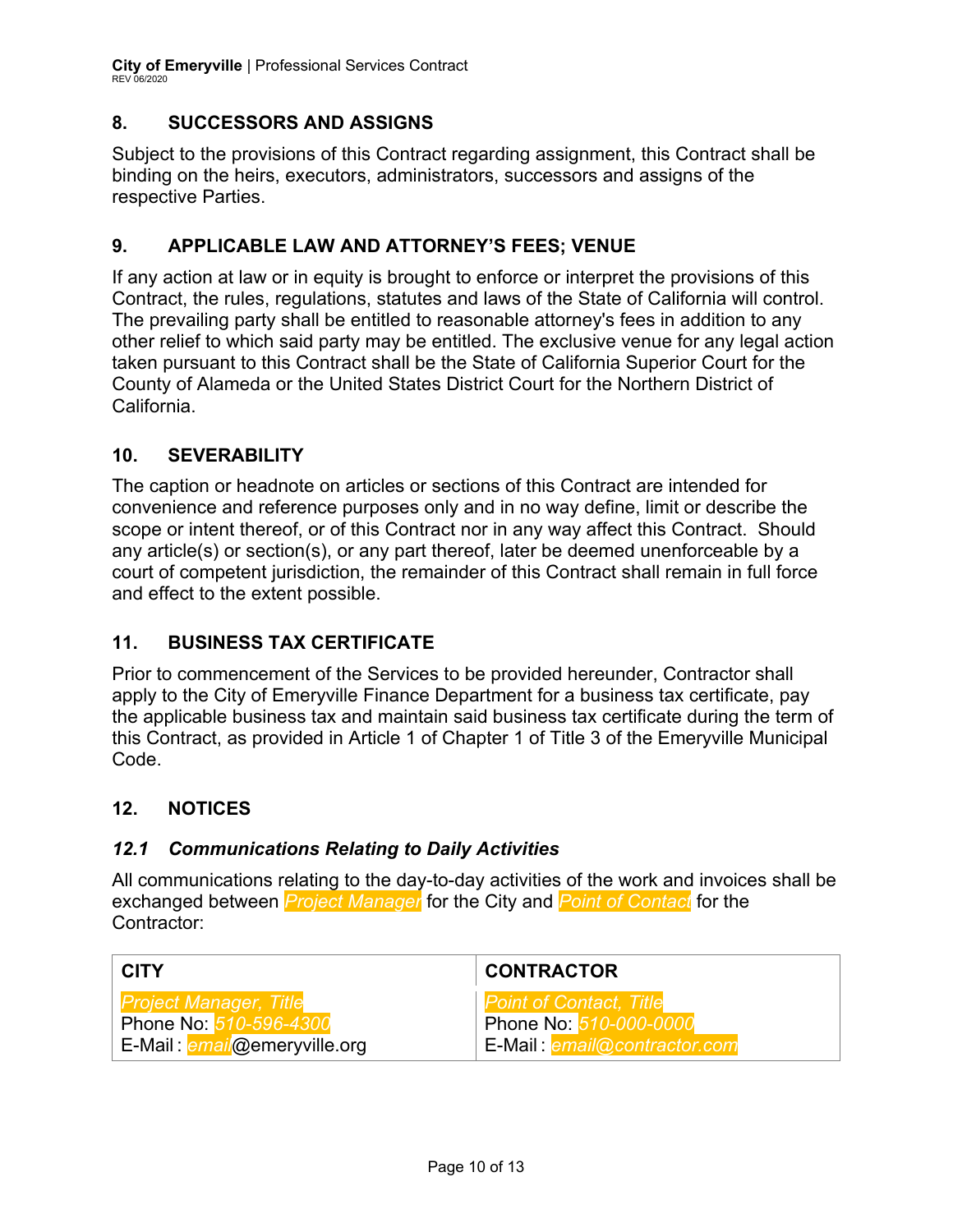## 8. SUCCESSORS AND ASSIGNS

Subject to the provisions of this Contract regarding assignment, this Contract shall be binding on the heirs, executors, administrators, successors and assigns of the respective Parties.

## 9. APPLICABLE LAW AND ATTORNEY'S FEES; VENUE

If any action at law or in equity is brought to enforce or interpret the provisions of this Contract, the rules, regulations, statutes and laws of the State of California will control. The prevailing party shall be entitled to reasonable attorney's fees in addition to any other relief to which said party may be entitled. The exclusive venue for any legal action taken pursuant to this Contract shall be the State of California Superior Court for the County of Alameda or the United States District Court for the Northern District of California.

## 10. SEVERABILITY

The caption or headnote on articles or sections of this Contract are intended for convenience and reference purposes only and in no way define, limit or describe the scope or intent thereof, or of this Contract nor in any way affect this Contract. Should any article(s) or section(s), or any part thereof, later be deemed unenforceable by a court of competent jurisdiction, the remainder of this Contract shall remain in full force and effect to the extent possible.

## 11. BUSINESS TAX CERTIFICATE

Prior to commencement of the Services to be provided hereunder, Contractor shall apply to the City of Emeryville Finance Department for a business tax certificate, pay the applicable business tax and maintain said business tax certificate during the term of this Contract, as provided in Article 1 of Chapter 1 of Title 3 of the Emeryville Municipal Code.

## 12. NOTICES

### *12.1 Communications Relating to Daily Activities*

All communications relating to the day-to-day activities of the work and invoices shall be exchanged between *Project Manager* for the City and *Point of Contact* for the Contractor:

| CITY | CONTRACTOR |
|---|---|
| *Project Manager, Title*<br>Phone No: *510-596-4300*<br>E-Mail : *email*@emeryville.org | *Point of Contact, Title*<br>Phone No: *510-000-0000*<br>E-Mail : *email@contractor.com* |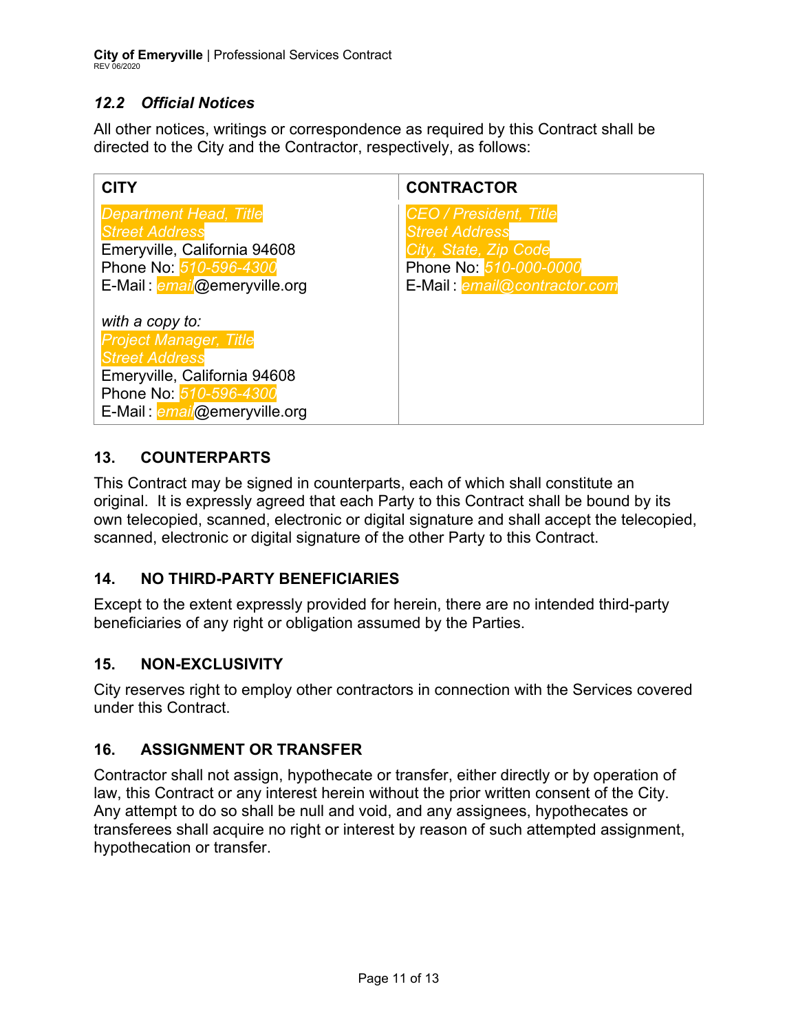### *12.2 Official Notices*

All other notices, writings or correspondence as required by this Contract shall be directed to the City and the Contractor, respectively, as follows:

| CITY | CONTRACTOR |
|---|---|
| *Department Head, Title*<br>*Street Address*<br>Emeryville, California 94608<br>Phone No: *510-596-4300*<br>E-Mail : *email*@emeryville.org<br><br>*with a copy to:*<br>*Project Manager, Title*<br>*Street Address*<br>Emeryville, California 94608<br>Phone No: *510-596-4300*<br>E-Mail : *email*@emeryville.org | *CEO / President, Title*<br>*Street Address*<br>*City, State, Zip Code*<br>Phone No: *510-000-0000*<br>E-Mail : *email@contractor.com* |

## 13. COUNTERPARTS

This Contract may be signed in counterparts, each of which shall constitute an original. It is expressly agreed that each Party to this Contract shall be bound by its own telecopied, scanned, electronic or digital signature and shall accept the telecopied, scanned, electronic or digital signature of the other Party to this Contract.

## 14. NO THIRD-PARTY BENEFICIARIES

Except to the extent expressly provided for herein, there are no intended third-party beneficiaries of any right or obligation assumed by the Parties.

## 15. NON-EXCLUSIVITY

City reserves right to employ other contractors in connection with the Services covered under this Contract.

## 16. ASSIGNMENT OR TRANSFER

Contractor shall not assign, hypothecate or transfer, either directly or by operation of law, this Contract or any interest herein without the prior written consent of the City. Any attempt to do so shall be null and void, and any assignees, hypothecates or transferees shall acquire no right or interest by reason of such attempted assignment, hypothecation or transfer.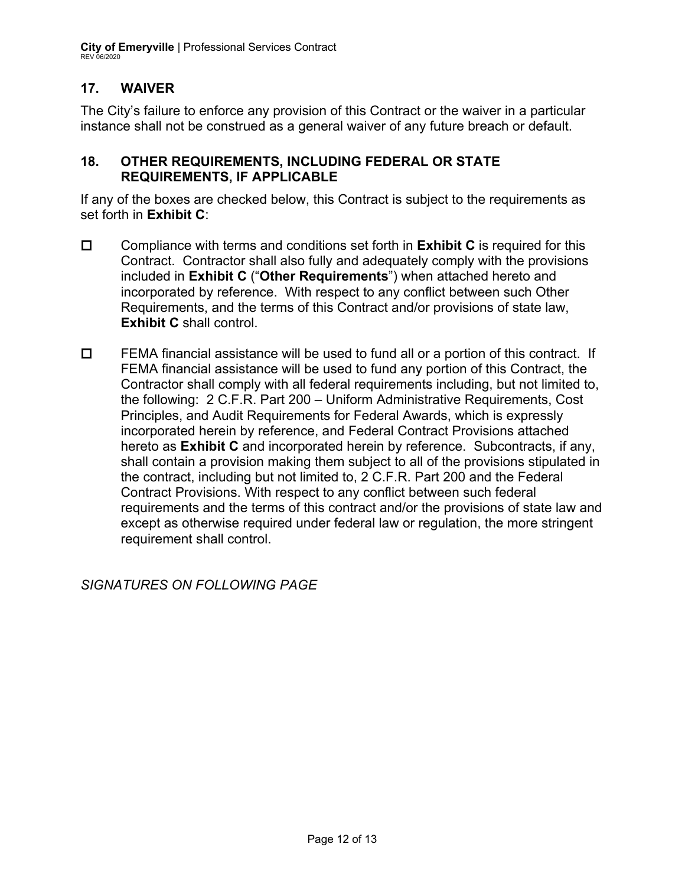## 17. WAIVER

The City's failure to enforce any provision of this Contract or the waiver in a particular instance shall not be construed as a general waiver of any future breach or default.

## 18. OTHER REQUIREMENTS, INCLUDING FEDERAL OR STATE REQUIREMENTS, IF APPLICABLE

If any of the boxes are checked below, this Contract is subject to the requirements as set forth in **Exhibit C**:

- ☐ Compliance with terms and conditions set forth in **Exhibit C** is required for this Contract. Contractor shall also fully and adequately comply with the provisions included in **Exhibit C** ("**Other Requirements**") when attached hereto and incorporated by reference. With respect to any conflict between such Other Requirements, and the terms of this Contract and/or provisions of state law, **Exhibit C** shall control.

- ☐ FEMA financial assistance will be used to fund all or a portion of this contract. If FEMA financial assistance will be used to fund any portion of this Contract, the Contractor shall comply with all federal requirements including, but not limited to, the following: 2 C.F.R. Part 200 – Uniform Administrative Requirements, Cost Principles, and Audit Requirements for Federal Awards, which is expressly incorporated herein by reference, and Federal Contract Provisions attached hereto as **Exhibit C** and incorporated herein by reference. Subcontracts, if any, shall contain a provision making them subject to all of the provisions stipulated in the contract, including but not limited to, 2 C.F.R. Part 200 and the Federal Contract Provisions. With respect to any conflict between such federal requirements and the terms of this contract and/or the provisions of state law and except as otherwise required under federal law or regulation, the more stringent requirement shall control.

*SIGNATURES ON FOLLOWING PAGE*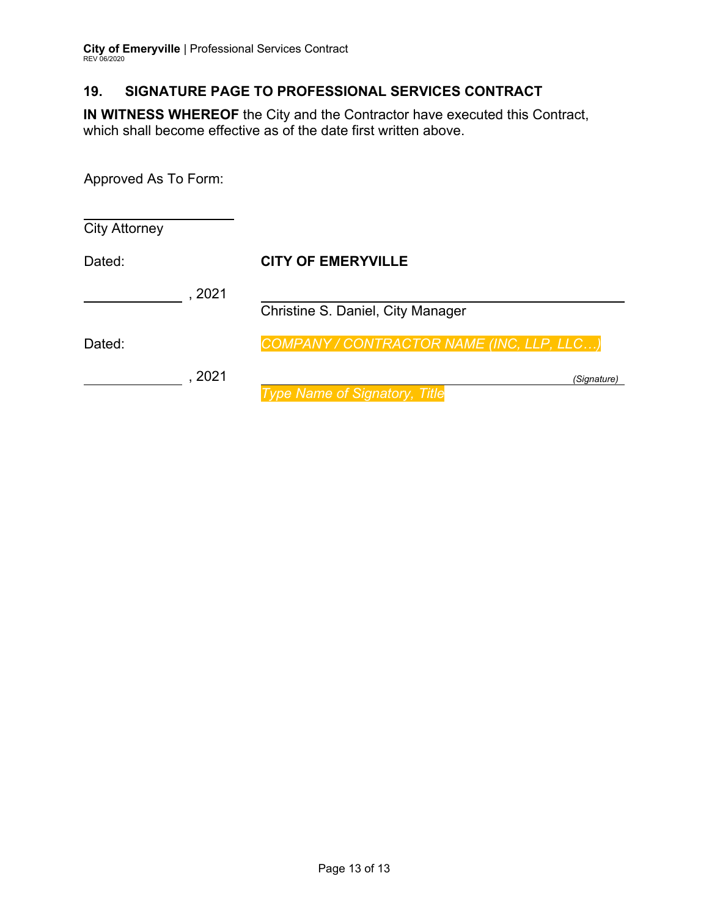## 19. SIGNATURE PAGE TO PROFESSIONAL SERVICES CONTRACT

**IN WITNESS WHEREOF** the City and the Contractor have executed this Contract, which shall become effective as of the date first written above.

Approved As To Form:

\_\_\_\_\_\_\_\_\_\_\_\_\_\_\_\_\_\_\_\_
City Attorney

Dated: **CITY OF EMERYVILLE**

\_\_\_\_\_\_\_\_\_\_\_\_\_\_, 2021 \_\_\_\_\_\_\_\_\_\_\_\_\_\_\_\_\_\_\_\_\_\_\_\_\_\_\_\_\_\_\_\_
Christine S. Daniel, City Manager

Dated: *COMPANY / CONTRACTOR NAME (INC, LLP, LLC…)*

\_\_\_\_\_\_\_\_\_\_\_\_\_\_, 2021 \_\_\_\_\_\_\_\_\_\_\_\_\_\_\_\_\_\_\_\_\_\_\_\_\_\_\_\_\_\_\_\_ *(Signature)*
*Type Name of Signatory, Title*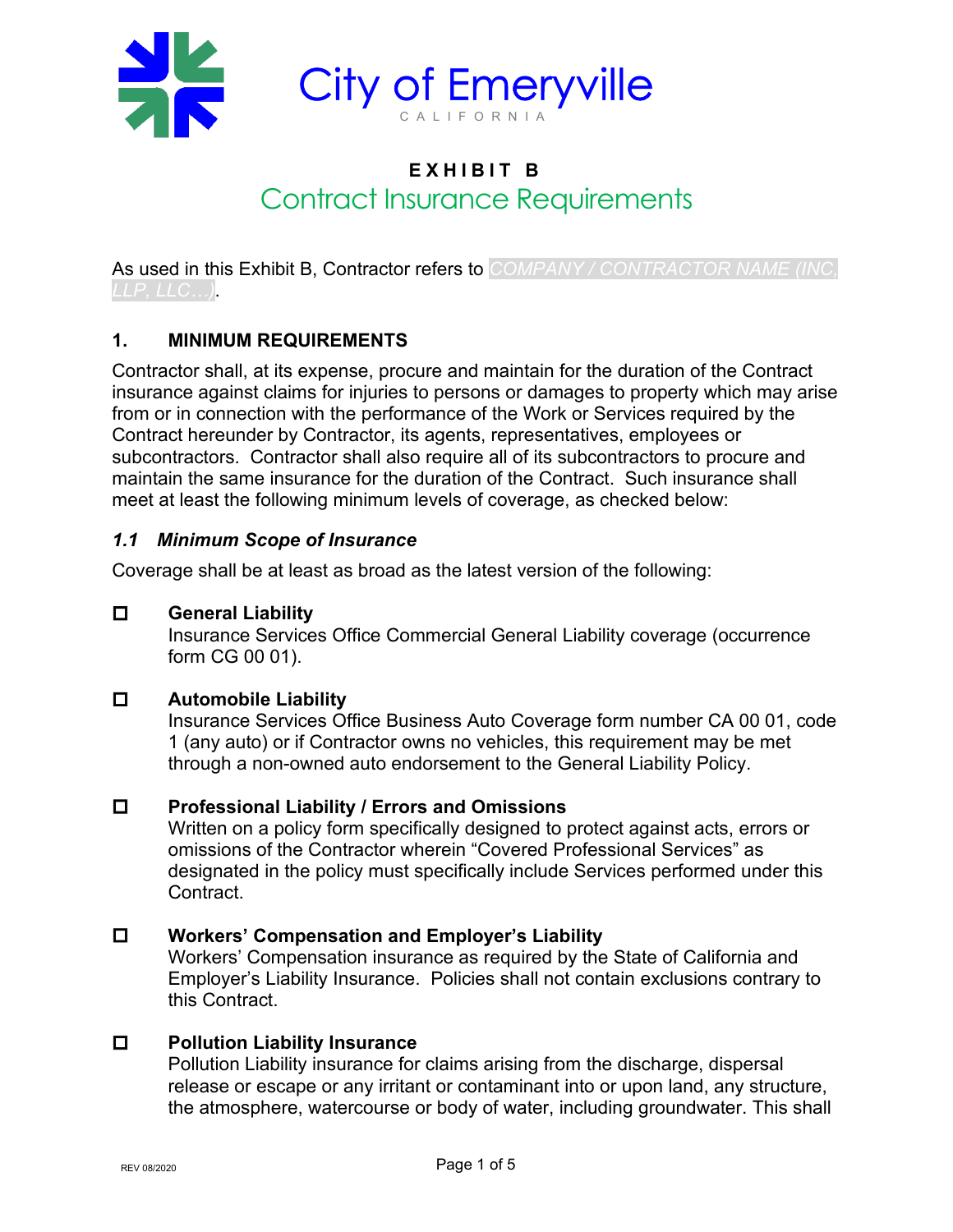City of Emeryville

CALIFORNIA

# EXHIBIT B

## Contract Insurance Requirements

As used in this Exhibit B, Contractor refers to COMPANY / CONTRACTOR NAME (INC, LLP, LLC…).

### 1. MINIMUM REQUIREMENTS

Contractor shall, at its expense, procure and maintain for the duration of the Contract insurance against claims for injuries to persons or damages to property which may arise from or in connection with the performance of the Work or Services required by the Contract hereunder by Contractor, its agents, representatives, employees or subcontractors. Contractor shall also require all of its subcontractors to procure and maintain the same insurance for the duration of the Contract. Such insurance shall meet at least the following minimum levels of coverage, as checked below:

#### *1.1 Minimum Scope of Insurance*

Coverage shall be at least as broad as the latest version of the following:

☐ **General Liability**
Insurance Services Office Commercial General Liability coverage (occurrence form CG 00 01).

☐ **Automobile Liability**
Insurance Services Office Business Auto Coverage form number CA 00 01, code 1 (any auto) or if Contractor owns no vehicles, this requirement may be met through a non-owned auto endorsement to the General Liability Policy.

☐ **Professional Liability / Errors and Omissions**
Written on a policy form specifically designed to protect against acts, errors or omissions of the Contractor wherein "Covered Professional Services" as designated in the policy must specifically include Services performed under this Contract.

☐ **Workers' Compensation and Employer's Liability**
Workers' Compensation insurance as required by the State of California and Employer's Liability Insurance. Policies shall not contain exclusions contrary to this Contract.

☐ **Pollution Liability Insurance**
Pollution Liability insurance for claims arising from the discharge, dispersal release or escape or any irritant or contaminant into or upon land, any structure, the atmosphere, watercourse or body of water, including groundwater. This shall

REV 08/2020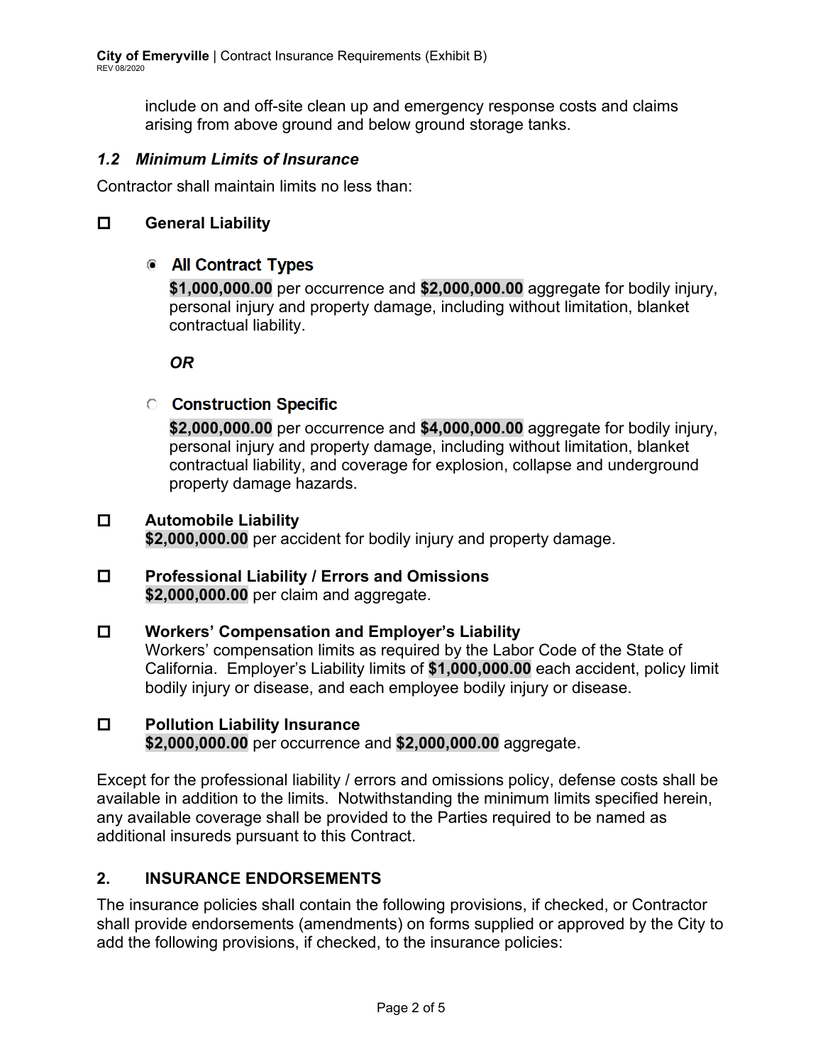include on and off-site clean up and emergency response costs and claims arising from above ground and below ground storage tanks.

### *1.2 Minimum Limits of Insurance*

Contractor shall maintain limits no less than:

☐ **General Liability**

◉ **All Contract Types**

**$1,000,000.00** per occurrence and **$2,000,000.00** aggregate for bodily injury, personal injury and property damage, including without limitation, blanket contractual liability.

***OR***

○ **Construction Specific**

**$2,000,000.00** per occurrence and **$4,000,000.00** aggregate for bodily injury, personal injury and property damage, including without limitation, blanket contractual liability, and coverage for explosion, collapse and underground property damage hazards.

☐ **Automobile Liability**
**$2,000,000.00** per accident for bodily injury and property damage.

☐ **Professional Liability / Errors and Omissions**
**$2,000,000.00** per claim and aggregate.

☐ **Workers' Compensation and Employer's Liability**
Workers' compensation limits as required by the Labor Code of the State of California. Employer's Liability limits of **$1,000,000.00** each accident, policy limit bodily injury or disease, and each employee bodily injury or disease.

☐ **Pollution Liability Insurance**
**$2,000,000.00** per occurrence and **$2,000,000.00** aggregate.

Except for the professional liability / errors and omissions policy, defense costs shall be available in addition to the limits. Notwithstanding the minimum limits specified herein, any available coverage shall be provided to the Parties required to be named as additional insureds pursuant to this Contract.

## 2. INSURANCE ENDORSEMENTS

The insurance policies shall contain the following provisions, if checked, or Contractor shall provide endorsements (amendments) on forms supplied or approved by the City to add the following provisions, if checked, to the insurance policies: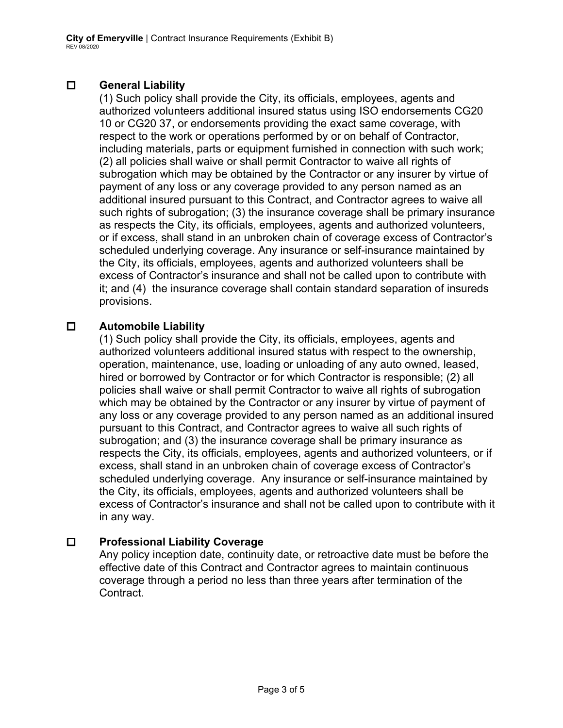☐ **General Liability**

(1) Such policy shall provide the City, its officials, employees, agents and authorized volunteers additional insured status using ISO endorsements CG20 10 or CG20 37, or endorsements providing the exact same coverage, with respect to the work or operations performed by or on behalf of Contractor, including materials, parts or equipment furnished in connection with such work; (2) all policies shall waive or shall permit Contractor to waive all rights of subrogation which may be obtained by the Contractor or any insurer by virtue of payment of any loss or any coverage provided to any person named as an additional insured pursuant to this Contract, and Contractor agrees to waive all such rights of subrogation; (3) the insurance coverage shall be primary insurance as respects the City, its officials, employees, agents and authorized volunteers, or if excess, shall stand in an unbroken chain of coverage excess of Contractor's scheduled underlying coverage. Any insurance or self-insurance maintained by the City, its officials, employees, agents and authorized volunteers shall be excess of Contractor's insurance and shall not be called upon to contribute with it; and (4) the insurance coverage shall contain standard separation of insureds provisions.

☐ **Automobile Liability**

(1) Such policy shall provide the City, its officials, employees, agents and authorized volunteers additional insured status with respect to the ownership, operation, maintenance, use, loading or unloading of any auto owned, leased, hired or borrowed by Contractor or for which Contractor is responsible; (2) all policies shall waive or shall permit Contractor to waive all rights of subrogation which may be obtained by the Contractor or any insurer by virtue of payment of any loss or any coverage provided to any person named as an additional insured pursuant to this Contract, and Contractor agrees to waive all such rights of subrogation; and (3) the insurance coverage shall be primary insurance as respects the City, its officials, employees, agents and authorized volunteers, or if excess, shall stand in an unbroken chain of coverage excess of Contractor's scheduled underlying coverage. Any insurance or self-insurance maintained by the City, its officials, employees, agents and authorized volunteers shall be excess of Contractor's insurance and shall not be called upon to contribute with it in any way.

☐ **Professional Liability Coverage**

Any policy inception date, continuity date, or retroactive date must be before the effective date of this Contract and Contractor agrees to maintain continuous coverage through a period no less than three years after termination of the Contract.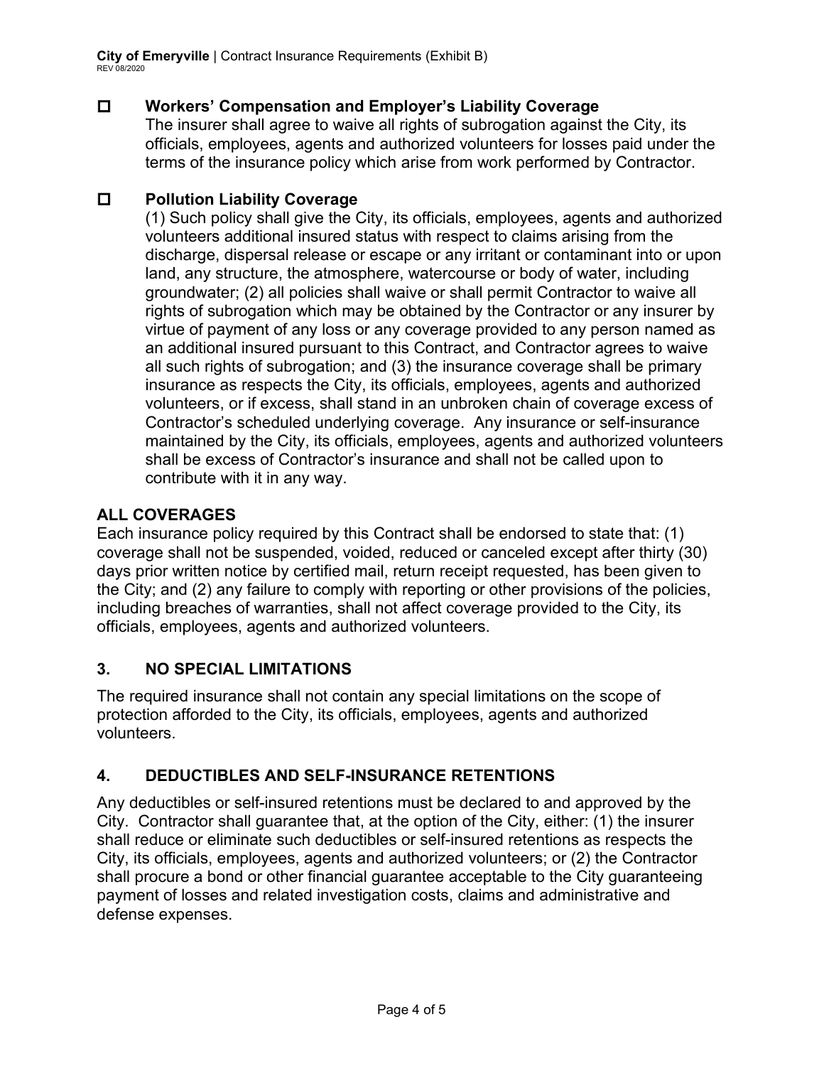- ☐ **Workers' Compensation and Employer's Liability Coverage**
  The insurer shall agree to waive all rights of subrogation against the City, its officials, employees, agents and authorized volunteers for losses paid under the terms of the insurance policy which arise from work performed by Contractor.

- ☐ **Pollution Liability Coverage**
  (1) Such policy shall give the City, its officials, employees, agents and authorized volunteers additional insured status with respect to claims arising from the discharge, dispersal release or escape or any irritant or contaminant into or upon land, any structure, the atmosphere, watercourse or body of water, including groundwater; (2) all policies shall waive or shall permit Contractor to waive all rights of subrogation which may be obtained by the Contractor or any insurer by virtue of payment of any loss or any coverage provided to any person named as an additional insured pursuant to this Contract, and Contractor agrees to waive all such rights of subrogation; and (3) the insurance coverage shall be primary insurance as respects the City, its officials, employees, agents and authorized volunteers, or if excess, shall stand in an unbroken chain of coverage excess of Contractor's scheduled underlying coverage. Any insurance or self-insurance maintained by the City, its officials, employees, agents and authorized volunteers shall be excess of Contractor's insurance and shall not be called upon to contribute with it in any way.

**ALL COVERAGES**

Each insurance policy required by this Contract shall be endorsed to state that: (1) coverage shall not be suspended, voided, reduced or canceled except after thirty (30) days prior written notice by certified mail, return receipt requested, has been given to the City; and (2) any failure to comply with reporting or other provisions of the policies, including breaches of warranties, shall not affect coverage provided to the City, its officials, employees, agents and authorized volunteers.

## 3. NO SPECIAL LIMITATIONS

The required insurance shall not contain any special limitations on the scope of protection afforded to the City, its officials, employees, agents and authorized volunteers.

## 4. DEDUCTIBLES AND SELF-INSURANCE RETENTIONS

Any deductibles or self-insured retentions must be declared to and approved by the City. Contractor shall guarantee that, at the option of the City, either: (1) the insurer shall reduce or eliminate such deductibles or self-insured retentions as respects the City, its officials, employees, agents and authorized volunteers; or (2) the Contractor shall procure a bond or other financial guarantee acceptable to the City guaranteeing payment of losses and related investigation costs, claims and administrative and defense expenses.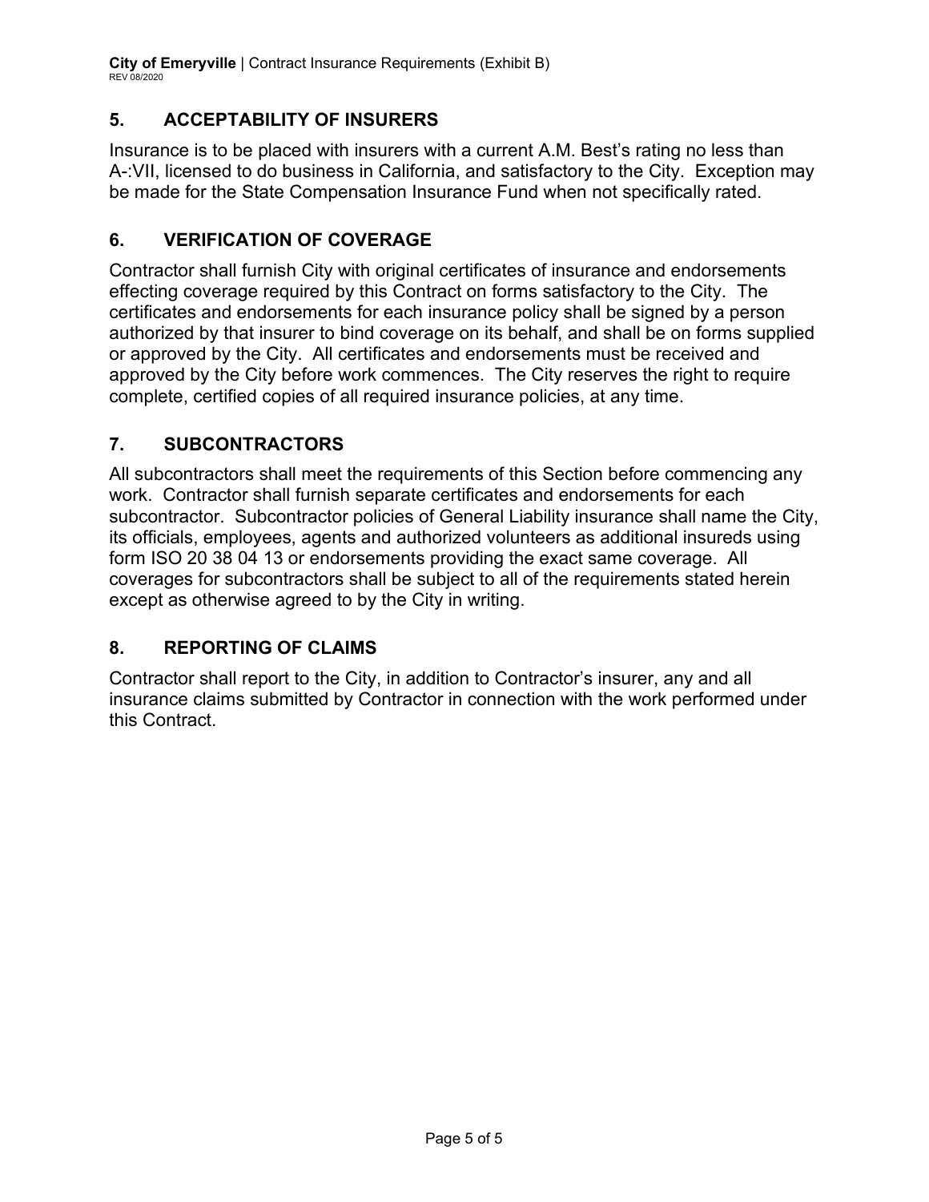## 5. ACCEPTABILITY OF INSURERS

Insurance is to be placed with insurers with a current A.M. Best's rating no less than A-:VII, licensed to do business in California, and satisfactory to the City. Exception may be made for the State Compensation Insurance Fund when not specifically rated.

## 6. VERIFICATION OF COVERAGE

Contractor shall furnish City with original certificates of insurance and endorsements effecting coverage required by this Contract on forms satisfactory to the City. The certificates and endorsements for each insurance policy shall be signed by a person authorized by that insurer to bind coverage on its behalf, and shall be on forms supplied or approved by the City. All certificates and endorsements must be received and approved by the City before work commences. The City reserves the right to require complete, certified copies of all required insurance policies, at any time.

## 7. SUBCONTRACTORS

All subcontractors shall meet the requirements of this Section before commencing any work. Contractor shall furnish separate certificates and endorsements for each subcontractor. Subcontractor policies of General Liability insurance shall name the City, its officials, employees, agents and authorized volunteers as additional insureds using form ISO 20 38 04 13 or endorsements providing the exact same coverage. All coverages for subcontractors shall be subject to all of the requirements stated herein except as otherwise agreed to by the City in writing.

## 8. REPORTING OF CLAIMS

Contractor shall report to the City, in addition to Contractor's insurer, any and all insurance claims submitted by Contractor in connection with the work performed under this Contract.